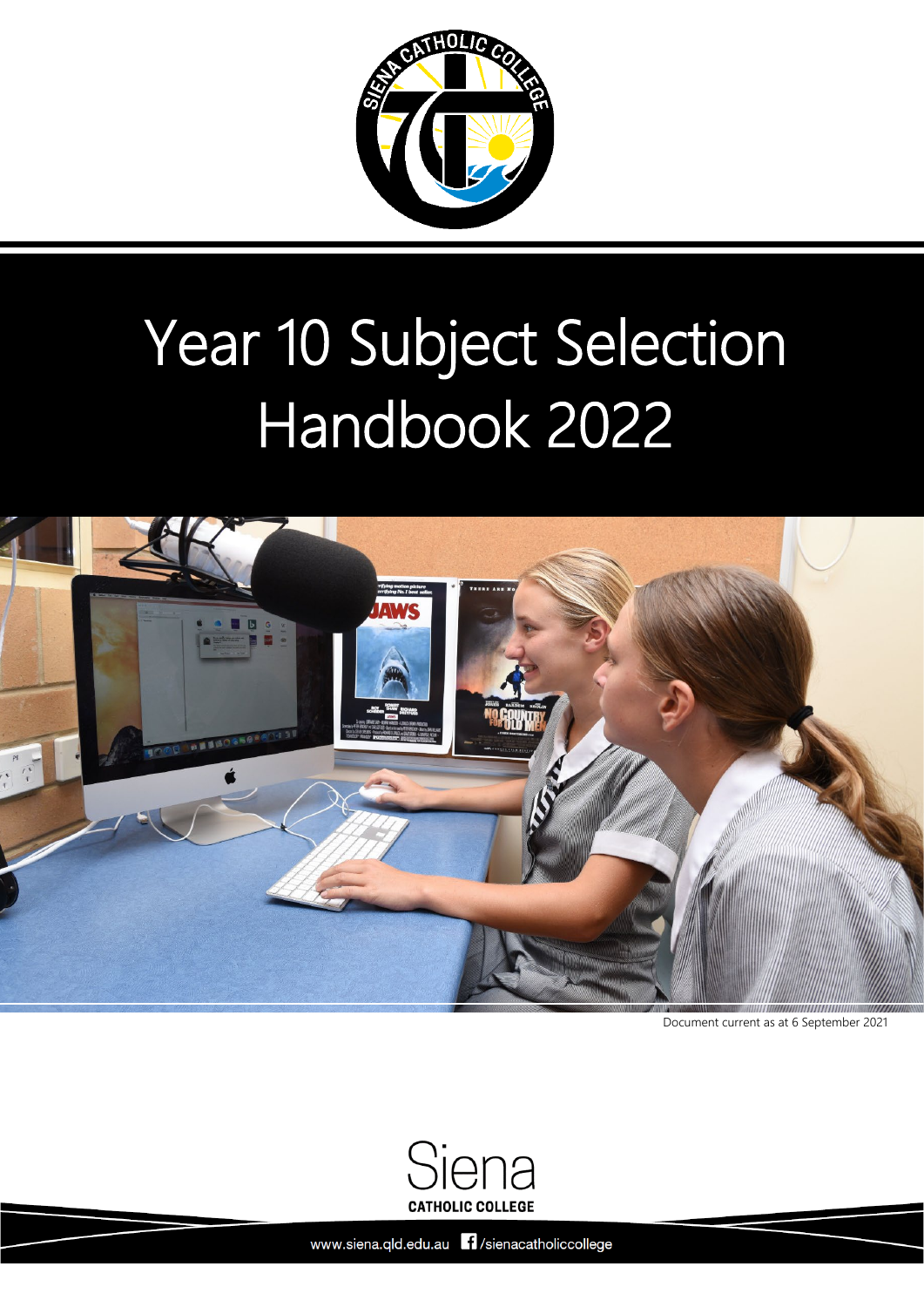# Year 10 Subject Selection Handbook 2022

Document current as at 6 September 2021

Siena
CATHOLIC COLLEGE

www.siena.qld.edu.au /sienacatholiccollege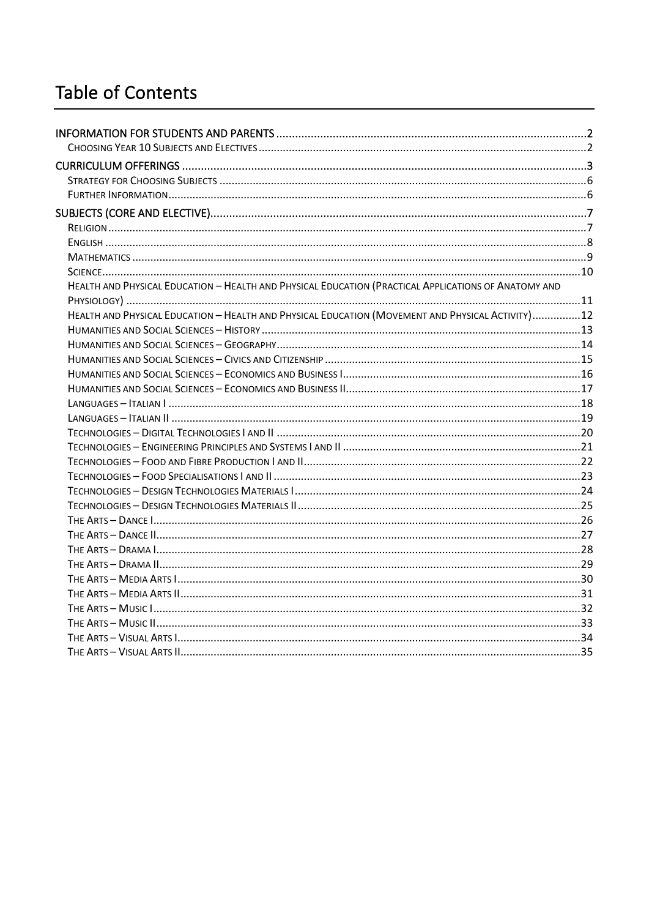# Table of Contents

- INFORMATION FOR STUDENTS AND PARENTS ........ 2
  - Choosing Year 10 Subjects and Electives ........ 2
- CURRICULUM OFFERINGS ........ 3
  - Strategy for Choosing Subjects ........ 6
  - Further Information ........ 6
- SUBJECTS (CORE AND ELECTIVE) ........ 7
  - Religion ........ 7
  - English ........ 8
  - Mathematics ........ 9
  - Science ........ 10
  - Health and Physical Education – Health and Physical Education (Practical Applications of Anatomy and Physiology) ........ 11
  - Health and Physical Education – Health and Physical Education (Movement and Physical Activity) ........ 12
  - Humanities and Social Sciences – History ........ 13
  - Humanities and Social Sciences – Geography ........ 14
  - Humanities and Social Sciences – Civics and Citizenship ........ 15
  - Humanities and Social Sciences – Economics and Business I ........ 16
  - Humanities and Social Sciences – Economics and Business II ........ 17
  - Languages – Italian I ........ 18
  - Languages – Italian II ........ 19
  - Technologies – Digital Technologies I and II ........ 20
  - Technologies – Engineering Principles and Systems I and II ........ 21
  - Technologies – Food and Fibre Production I and II ........ 22
  - Technologies – Food Specialisations I and II ........ 23
  - Technologies – Design Technologies Materials I ........ 24
  - Technologies – Design Technologies Materials II ........ 25
  - The Arts – Dance I ........ 26
  - The Arts – Dance II ........ 27
  - The Arts – Drama I ........ 28
  - The Arts – Drama II ........ 29
  - The Arts – Media Arts I ........ 30
  - The Arts – Media Arts II ........ 31
  - The Arts – Music I ........ 32
  - The Arts – Music II ........ 33
  - The Arts – Visual Arts I ........ 34
  - The Arts – Visual Arts II ........ 35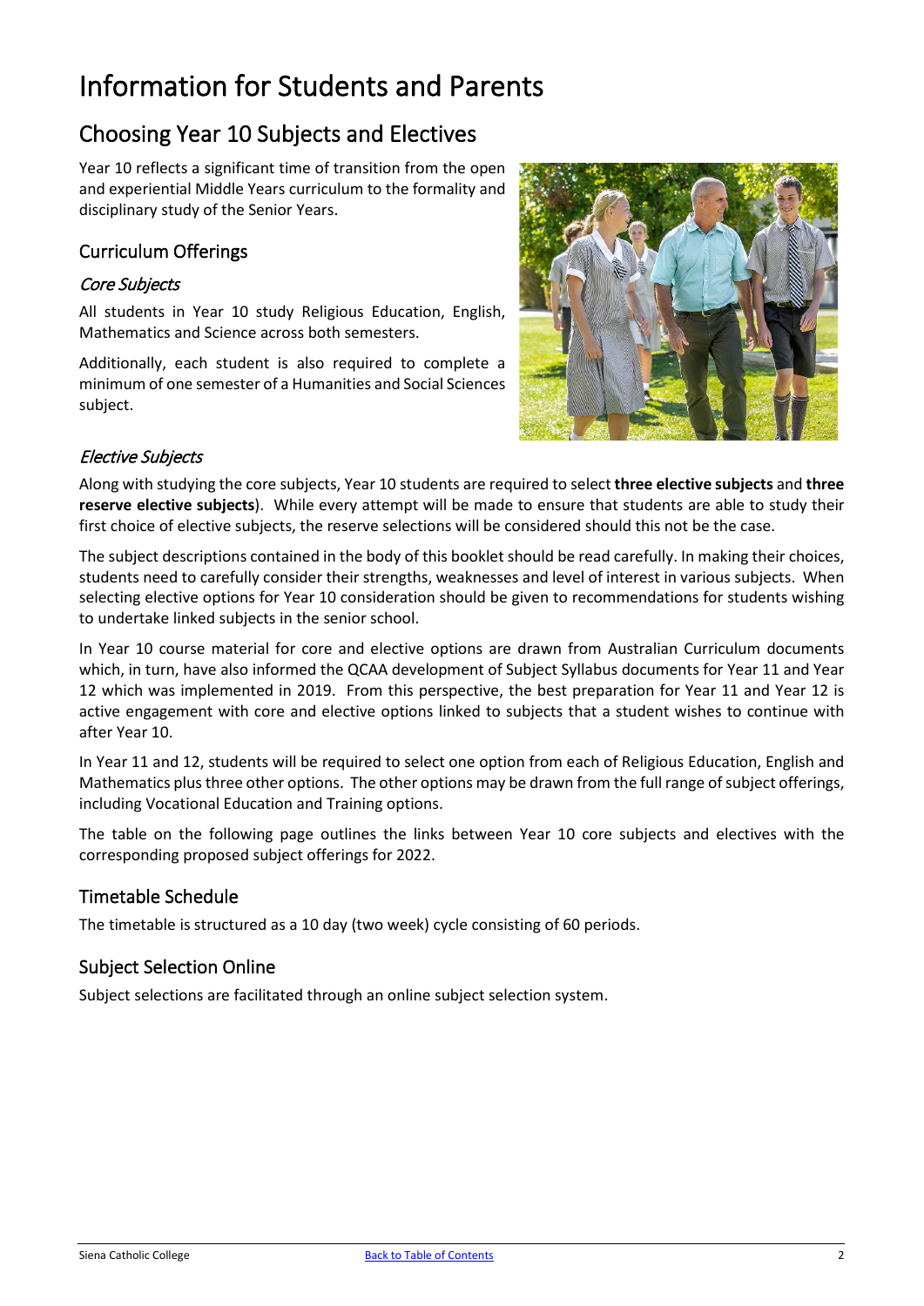# Information for Students and Parents

## Choosing Year 10 Subjects and Electives

Year 10 reflects a significant time of transition from the open and experiential Middle Years curriculum to the formality and disciplinary study of the Senior Years.

### Curriculum Offerings

#### *Core Subjects*

All students in Year 10 study Religious Education, English, Mathematics and Science across both semesters.

Additionally, each student is also required to complete a minimum of one semester of a Humanities and Social Sciences subject.

#### *Elective Subjects*

Along with studying the core subjects, Year 10 students are required to select **three elective subjects** and **three reserve elective subjects**). While every attempt will be made to ensure that students are able to study their first choice of elective subjects, the reserve selections will be considered should this not be the case.

The subject descriptions contained in the body of this booklet should be read carefully. In making their choices, students need to carefully consider their strengths, weaknesses and level of interest in various subjects. When selecting elective options for Year 10 consideration should be given to recommendations for students wishing to undertake linked subjects in the senior school.

In Year 10 course material for core and elective options are drawn from Australian Curriculum documents which, in turn, have also informed the QCAA development of Subject Syllabus documents for Year 11 and Year 12 which was implemented in 2019. From this perspective, the best preparation for Year 11 and Year 12 is active engagement with core and elective options linked to subjects that a student wishes to continue with after Year 10.

In Year 11 and 12, students will be required to select one option from each of Religious Education, English and Mathematics plus three other options. The other options may be drawn from the full range of subject offerings, including Vocational Education and Training options.

The table on the following page outlines the links between Year 10 core subjects and electives with the corresponding proposed subject offerings for 2022.

### Timetable Schedule

The timetable is structured as a 10 day (two week) cycle consisting of 60 periods.

### Subject Selection Online

Subject selections are facilitated through an online subject selection system.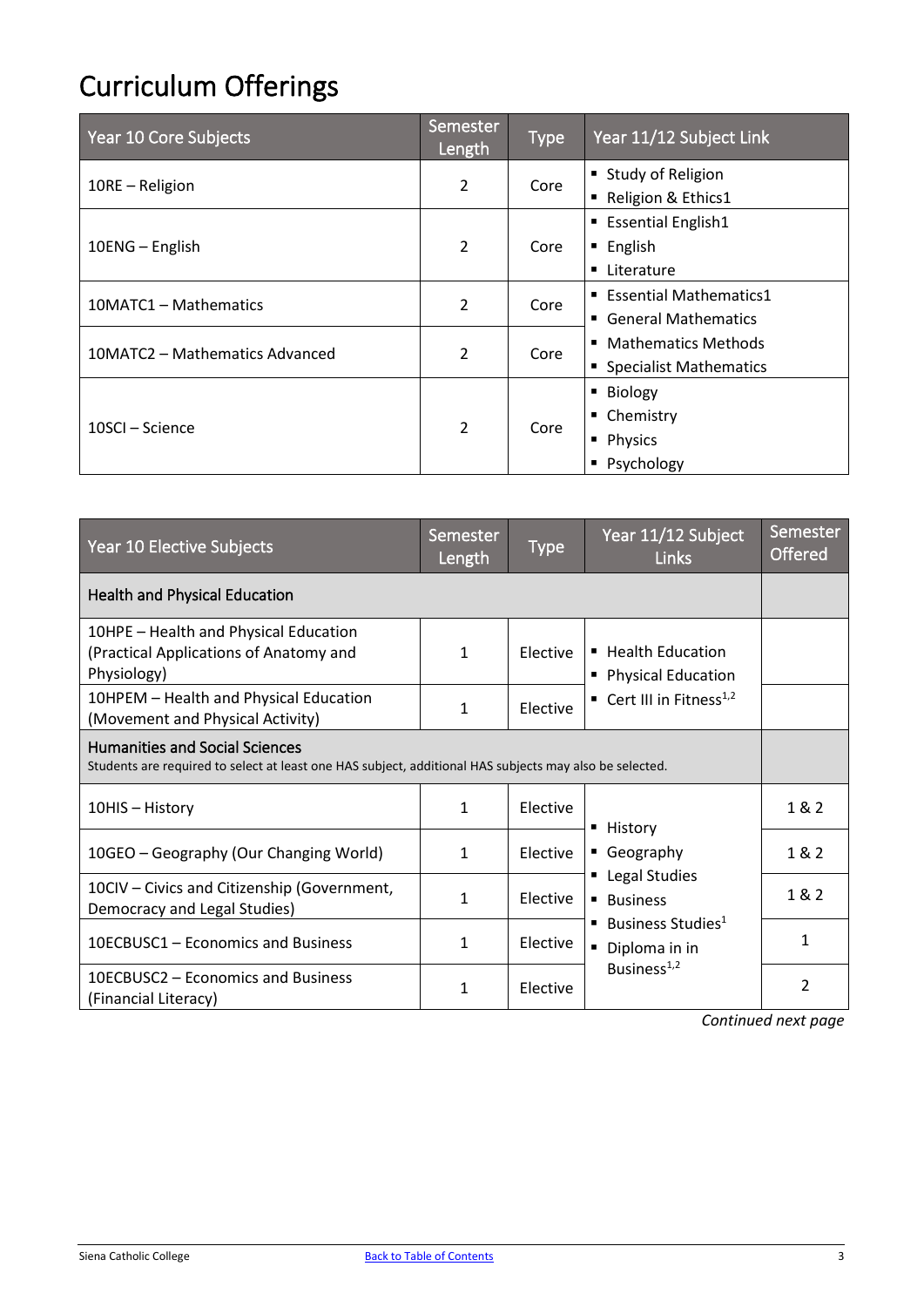# Curriculum Offerings

| Year 10 Core Subjects | Semester Length | Type | Year 11/12 Subject Link |
|---|---|---|---|
| 10RE – Religion | 2 | Core | ▪ Study of Religion<br>▪ Religion & Ethics1 |
| 10ENG – English | 2 | Core | ▪ Essential English1<br>▪ English<br>▪ Literature |
| 10MATC1 – Mathematics | 2 | Core | ▪ Essential Mathematics1<br>▪ General Mathematics<br>▪ Mathematics Methods<br>▪ Specialist Mathematics |
| 10MATC2 – Mathematics Advanced | 2 | Core | |
| 10SCI – Science | 2 | Core | ▪ Biology<br>▪ Chemistry<br>▪ Physics<br>▪ Psychology |

| Year 10 Elective Subjects | Semester Length | Type | Year 11/12 Subject Links | Semester Offered |
|---|---|---|---|---|
| **Health and Physical Education** | | | | |
| 10HPE – Health and Physical Education (Practical Applications of Anatomy and Physiology) | 1 | Elective | ▪ Health Education<br>▪ Physical Education<br>▪ Cert III in Fitness[1,2] | |
| 10HPEM – Health and Physical Education (Movement and Physical Activity) | 1 | Elective | | |
| **Humanities and Social Sciences**<br>Students are required to select at least one HAS subject, additional HAS subjects may also be selected. | | | | |
| 10HIS – History | 1 | Elective | ▪ History<br>▪ Geography<br>▪ Legal Studies<br>▪ Business<br>▪ Business Studies[1]<br>▪ Diploma in in Business[1,2] | 1 & 2 |
| 10GEO – Geography (Our Changing World) | 1 | Elective | | 1 & 2 |
| 10CIV – Civics and Citizenship (Government, Democracy and Legal Studies) | 1 | Elective | | 1 & 2 |
| 10ECBUSC1 – Economics and Business | 1 | Elective | | 1 |
| 10ECBUSC2 – Economics and Business (Financial Literacy) | 1 | Elective | | 2 |

*Continued next page*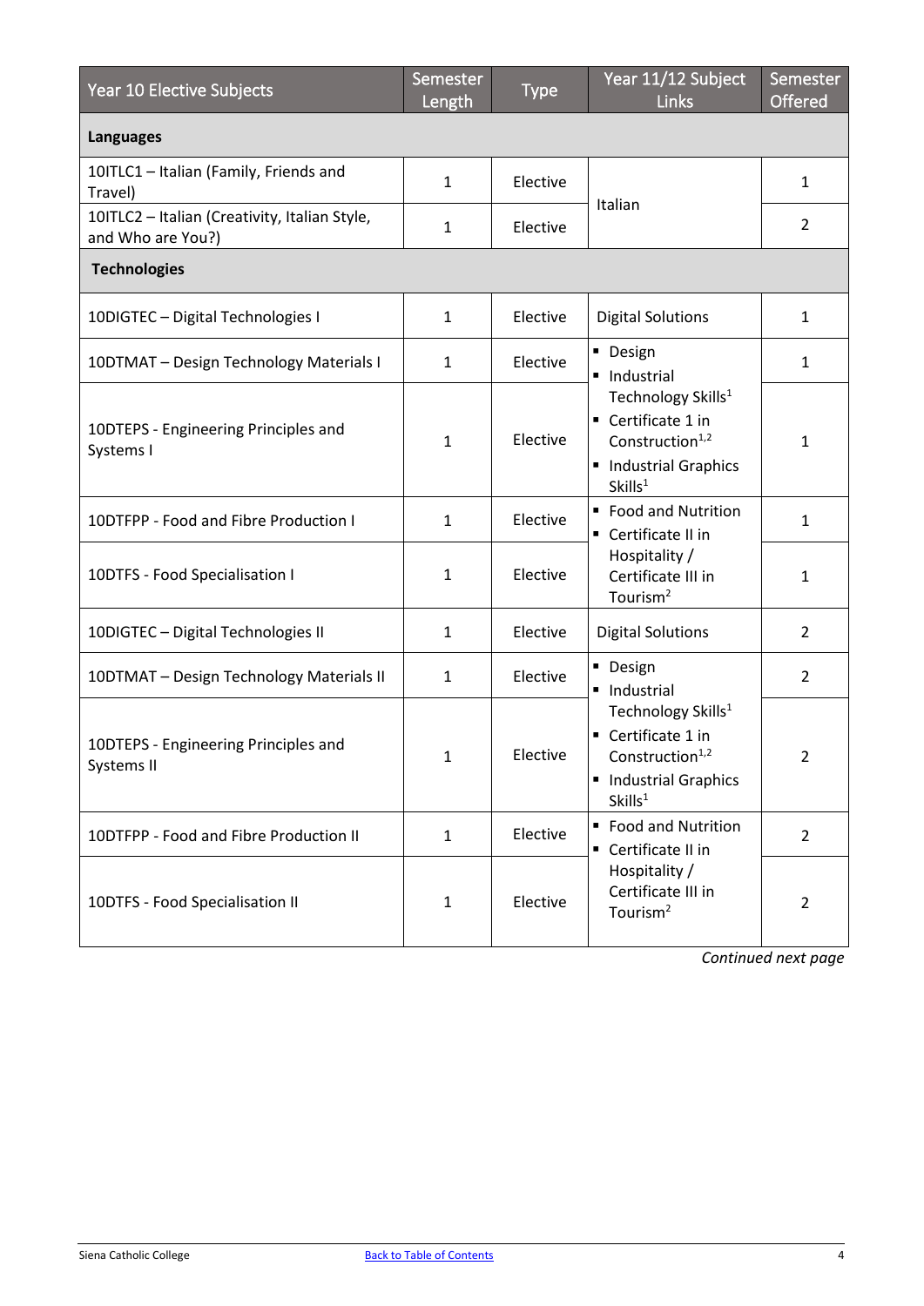| Year 10 Elective Subjects | Semester Length | Type | Year 11/12 Subject Links | Semester Offered |
|---|---|---|---|---|
| **Languages** | | | | |
| 10ITLC1 – Italian (Family, Friends and Travel) | 1 | Elective | Italian | 1 |
| 10ITLC2 – Italian (Creativity, Italian Style, and Who are You?) | 1 | Elective | Italian | 2 |
| **Technologies** | | | | |
| 10DIGTEC – Digital Technologies I | 1 | Elective | Digital Solutions | 1 |
| 10DTMAT – Design Technology Materials I | 1 | Elective | ▪ Design<br>▪ Industrial Technology Skills[1]<br>▪ Certificate 1 in Construction[1,2]<br>▪ Industrial Graphics Skills[1] | 1 |
| 10DTEPS - Engineering Principles and Systems I | 1 | Elective | ▪ Design<br>▪ Industrial Technology Skills[1]<br>▪ Certificate 1 in Construction[1,2]<br>▪ Industrial Graphics Skills[1] | 1 |
| 10DTFPP - Food and Fibre Production I | 1 | Elective | ▪ Food and Nutrition<br>▪ Certificate II in Hospitality / Certificate III in Tourism[2] | 1 |
| 10DTFS - Food Specialisation I | 1 | Elective | ▪ Food and Nutrition<br>▪ Certificate II in Hospitality / Certificate III in Tourism[2] | 1 |
| 10DIGTEC – Digital Technologies II | 1 | Elective | Digital Solutions | 2 |
| 10DTMAT – Design Technology Materials II | 1 | Elective | ▪ Design<br>▪ Industrial Technology Skills[1]<br>▪ Certificate 1 in Construction[1,2]<br>▪ Industrial Graphics Skills[1] | 2 |
| 10DTEPS - Engineering Principles and Systems II | 1 | Elective | ▪ Design<br>▪ Industrial Technology Skills[1]<br>▪ Certificate 1 in Construction[1,2]<br>▪ Industrial Graphics Skills[1] | 2 |
| 10DTFPP - Food and Fibre Production II | 1 | Elective | ▪ Food and Nutrition<br>▪ Certificate II in Hospitality / Certificate III in Tourism[2] | 2 |
| 10DTFS - Food Specialisation II | 1 | Elective | ▪ Food and Nutrition<br>▪ Certificate II in Hospitality / Certificate III in Tourism[2] | 2 |

*Continued next page*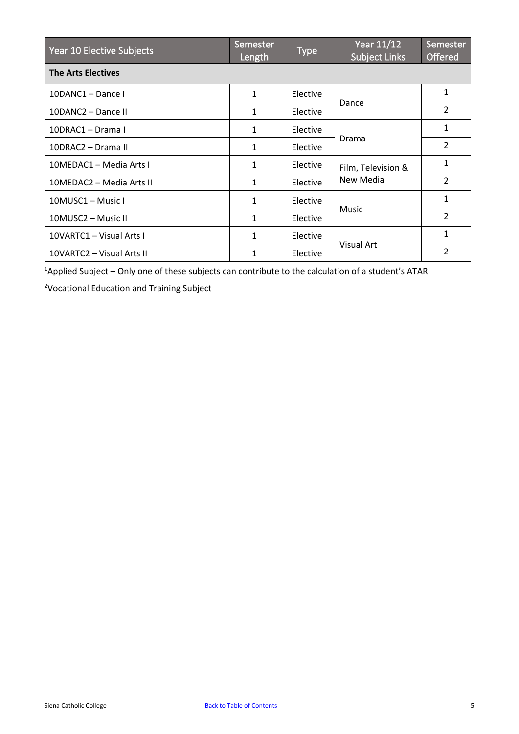| Year 10 Elective Subjects | Semester Length | Type | Year 11/12 Subject Links | Semester Offered |
|---|---|---|---|---|
| **The Arts Electives** | | | | |
| 10DANC1 – Dance I | 1 | Elective | Dance | 1 |
| 10DANC2 – Dance II | 1 | Elective | | 2 |
| 10DRAC1 – Drama I | 1 | Elective | Drama | 1 |
| 10DRAC2 – Drama II | 1 | Elective | | 2 |
| 10MEDAC1 – Media Arts I | 1 | Elective | Film, Television & New Media | 1 |
| 10MEDAC2 – Media Arts II | 1 | Elective | | 2 |
| 10MUSC1 – Music I | 1 | Elective | Music | 1 |
| 10MUSC2 – Music II | 1 | Elective | | 2 |
| 10VARTC1 – Visual Arts I | 1 | Elective | Visual Art | 1 |
| 10VARTC2 – Visual Arts II | 1 | Elective | | 2 |

[1]Applied Subject – Only one of these subjects can contribute to the calculation of a student's ATAR

[2]Vocational Education and Training Subject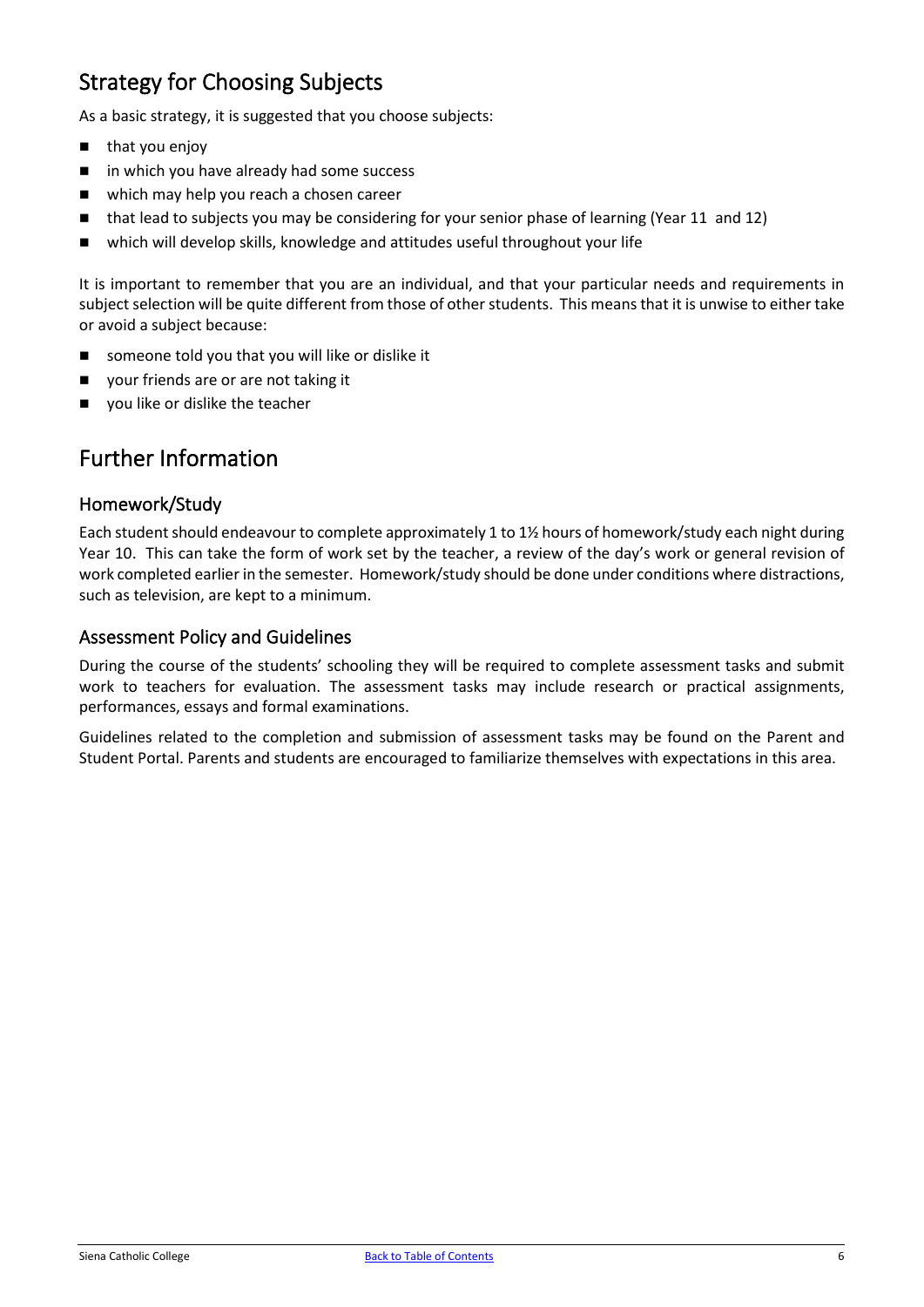# Strategy for Choosing Subjects

As a basic strategy, it is suggested that you choose subjects:

- that you enjoy
- in which you have already had some success
- which may help you reach a chosen career
- that lead to subjects you may be considering for your senior phase of learning (Year 11 and 12)
- which will develop skills, knowledge and attitudes useful throughout your life

It is important to remember that you are an individual, and that your particular needs and requirements in subject selection will be quite different from those of other students. This means that it is unwise to either take or avoid a subject because:

- someone told you that you will like or dislike it
- your friends are or are not taking it
- you like or dislike the teacher

# Further Information

## Homework/Study

Each student should endeavour to complete approximately 1 to 1½ hours of homework/study each night during Year 10. This can take the form of work set by the teacher, a review of the day's work or general revision of work completed earlier in the semester. Homework/study should be done under conditions where distractions, such as television, are kept to a minimum.

## Assessment Policy and Guidelines

During the course of the students' schooling they will be required to complete assessment tasks and submit work to teachers for evaluation. The assessment tasks may include research or practical assignments, performances, essays and formal examinations.

Guidelines related to the completion and submission of assessment tasks may be found on the Parent and Student Portal. Parents and students are encouraged to familiarize themselves with expectations in this area.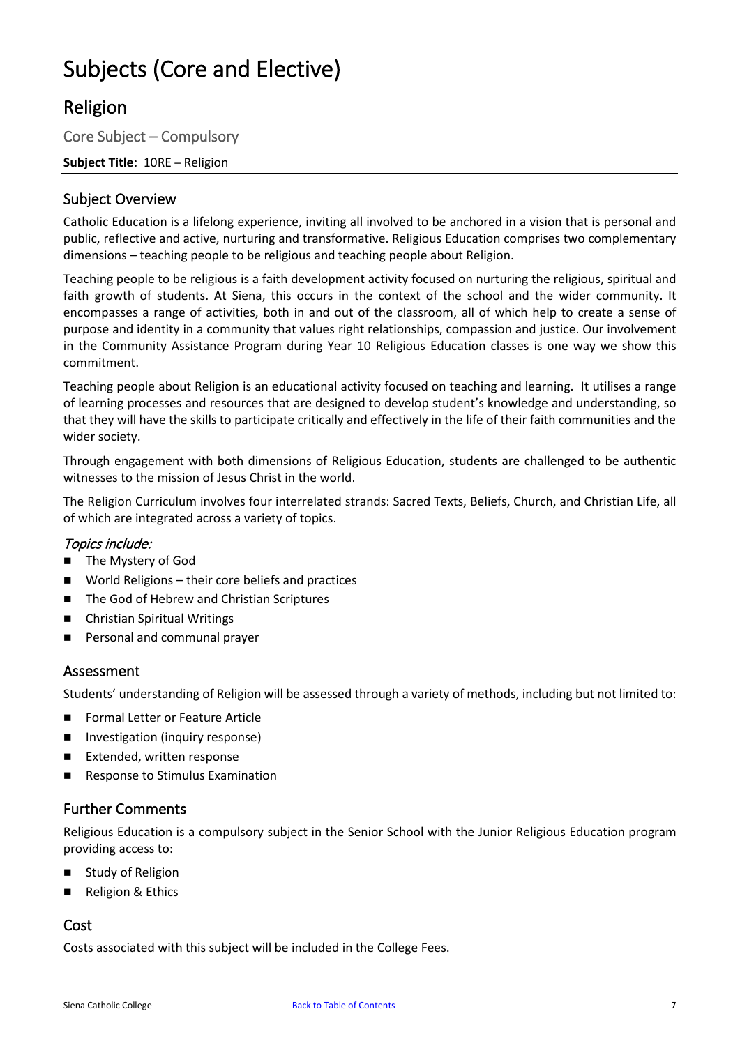# Subjects (Core and Elective)

## Religion

Core Subject – Compulsory

**Subject Title:** 10RE – Religion

### Subject Overview

Catholic Education is a lifelong experience, inviting all involved to be anchored in a vision that is personal and public, reflective and active, nurturing and transformative. Religious Education comprises two complementary dimensions – teaching people to be religious and teaching people about Religion.

Teaching people to be religious is a faith development activity focused on nurturing the religious, spiritual and faith growth of students. At Siena, this occurs in the context of the school and the wider community. It encompasses a range of activities, both in and out of the classroom, all of which help to create a sense of purpose and identity in a community that values right relationships, compassion and justice. Our involvement in the Community Assistance Program during Year 10 Religious Education classes is one way we show this commitment.

Teaching people about Religion is an educational activity focused on teaching and learning. It utilises a range of learning processes and resources that are designed to develop student's knowledge and understanding, so that they will have the skills to participate critically and effectively in the life of their faith communities and the wider society.

Through engagement with both dimensions of Religious Education, students are challenged to be authentic witnesses to the mission of Jesus Christ in the world.

The Religion Curriculum involves four interrelated strands: Sacred Texts, Beliefs, Church, and Christian Life, all of which are integrated across a variety of topics.

*Topics include:*

- The Mystery of God
- World Religions – their core beliefs and practices
- The God of Hebrew and Christian Scriptures
- Christian Spiritual Writings
- Personal and communal prayer

### Assessment

Students' understanding of Religion will be assessed through a variety of methods, including but not limited to:

- Formal Letter or Feature Article
- Investigation (inquiry response)
- Extended, written response
- Response to Stimulus Examination

### Further Comments

Religious Education is a compulsory subject in the Senior School with the Junior Religious Education program providing access to:

- Study of Religion
- Religion & Ethics

### Cost

Costs associated with this subject will be included in the College Fees.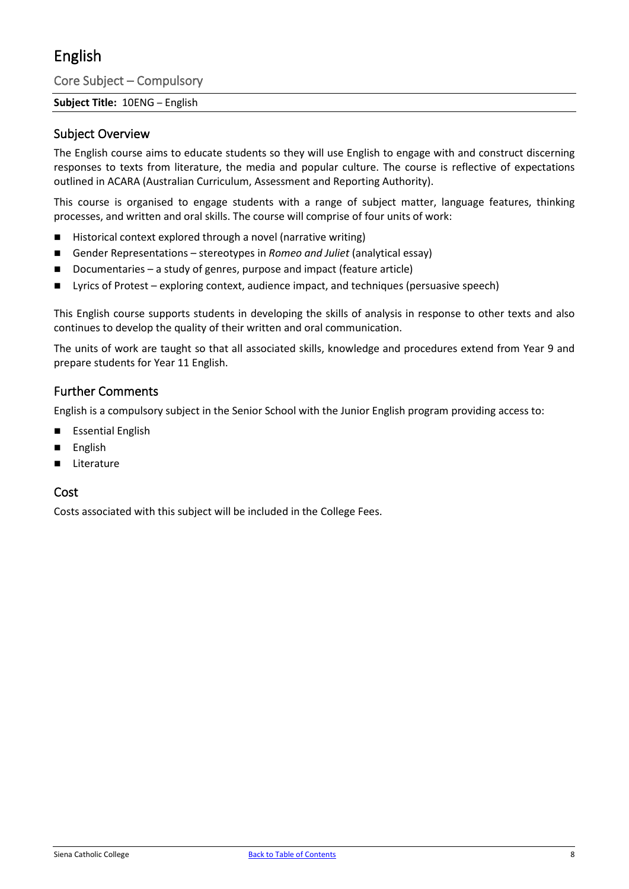# English

## Core Subject – Compulsory

**Subject Title:** 10ENG – English

## Subject Overview

The English course aims to educate students so they will use English to engage with and construct discerning responses to texts from literature, the media and popular culture. The course is reflective of expectations outlined in ACARA (Australian Curriculum, Assessment and Reporting Authority).

This course is organised to engage students with a range of subject matter, language features, thinking processes, and written and oral skills. The course will comprise of four units of work:

- Historical context explored through a novel (narrative writing)
- Gender Representations – stereotypes in *Romeo and Juliet* (analytical essay)
- Documentaries – a study of genres, purpose and impact (feature article)
- Lyrics of Protest – exploring context, audience impact, and techniques (persuasive speech)

This English course supports students in developing the skills of analysis in response to other texts and also continues to develop the quality of their written and oral communication.

The units of work are taught so that all associated skills, knowledge and procedures extend from Year 9 and prepare students for Year 11 English.

## Further Comments

English is a compulsory subject in the Senior School with the Junior English program providing access to:

- Essential English
- English
- Literature

## Cost

Costs associated with this subject will be included in the College Fees.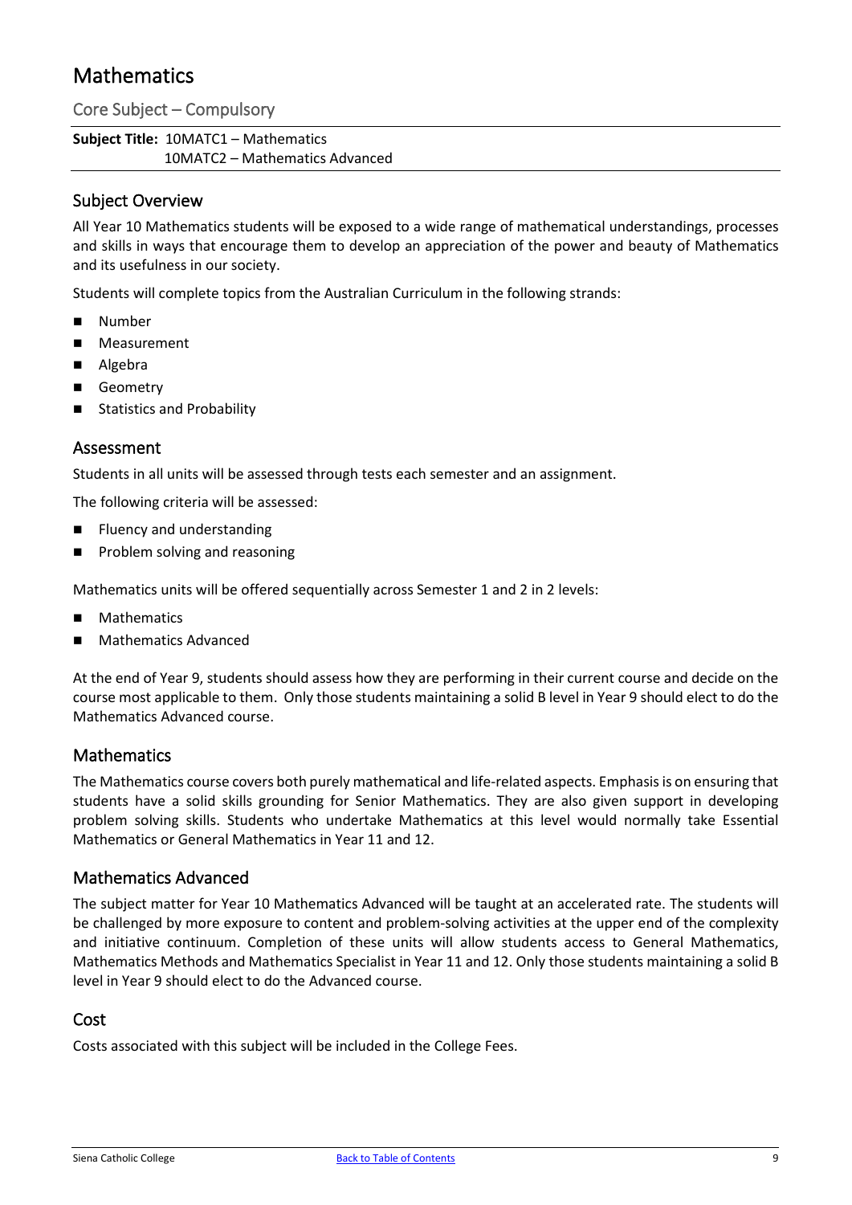# Mathematics

## Core Subject – Compulsory

**Subject Title:** 10MATC1 – Mathematics
10MATC2 – Mathematics Advanced

## Subject Overview

All Year 10 Mathematics students will be exposed to a wide range of mathematical understandings, processes and skills in ways that encourage them to develop an appreciation of the power and beauty of Mathematics and its usefulness in our society.

Students will complete topics from the Australian Curriculum in the following strands:

- Number
- Measurement
- Algebra
- Geometry
- Statistics and Probability

## Assessment

Students in all units will be assessed through tests each semester and an assignment.

The following criteria will be assessed:

- Fluency and understanding
- Problem solving and reasoning

Mathematics units will be offered sequentially across Semester 1 and 2 in 2 levels:

- Mathematics
- Mathematics Advanced

At the end of Year 9, students should assess how they are performing in their current course and decide on the course most applicable to them. Only those students maintaining a solid B level in Year 9 should elect to do the Mathematics Advanced course.

## Mathematics

The Mathematics course covers both purely mathematical and life-related aspects. Emphasis is on ensuring that students have a solid skills grounding for Senior Mathematics. They are also given support in developing problem solving skills. Students who undertake Mathematics at this level would normally take Essential Mathematics or General Mathematics in Year 11 and 12.

## Mathematics Advanced

The subject matter for Year 10 Mathematics Advanced will be taught at an accelerated rate. The students will be challenged by more exposure to content and problem-solving activities at the upper end of the complexity and initiative continuum. Completion of these units will allow students access to General Mathematics, Mathematics Methods and Mathematics Specialist in Year 11 and 12. Only those students maintaining a solid B level in Year 9 should elect to do the Advanced course.

## Cost

Costs associated with this subject will be included in the College Fees.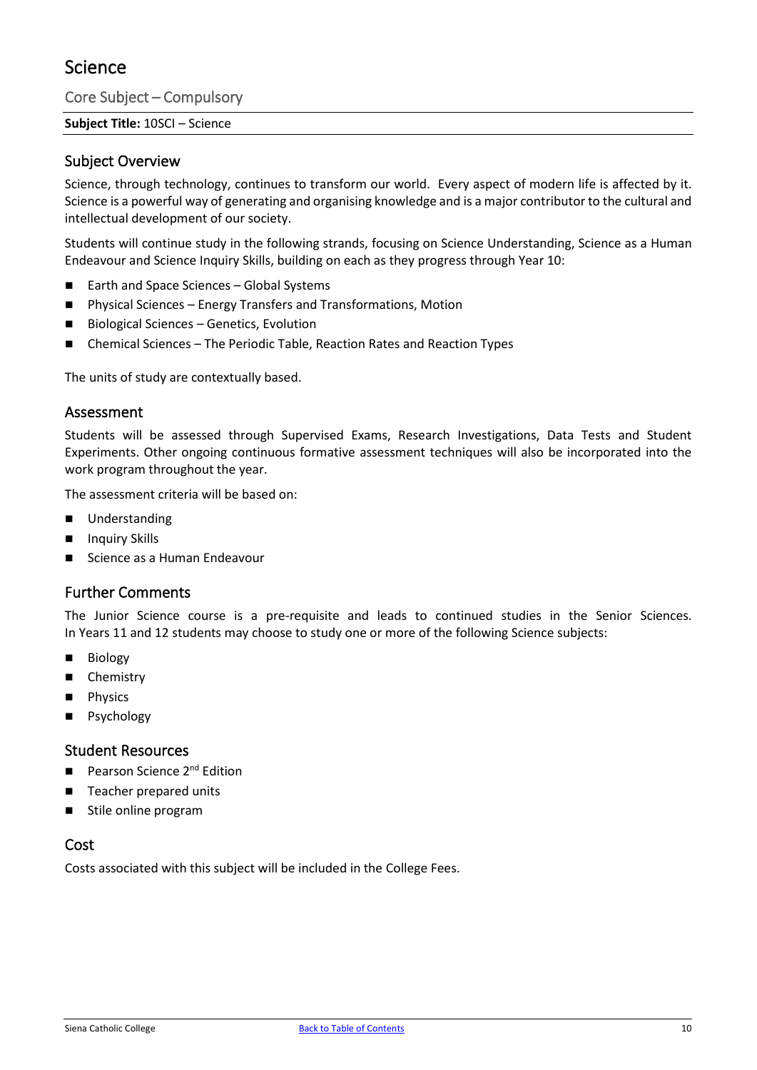# Science

## Core Subject – Compulsory

**Subject Title:** 10SCI – Science

### Subject Overview

Science, through technology, continues to transform our world. Every aspect of modern life is affected by it. Science is a powerful way of generating and organising knowledge and is a major contributor to the cultural and intellectual development of our society.

Students will continue study in the following strands, focusing on Science Understanding, Science as a Human Endeavour and Science Inquiry Skills, building on each as they progress through Year 10:

- Earth and Space Sciences – Global Systems
- Physical Sciences – Energy Transfers and Transformations, Motion
- Biological Sciences – Genetics, Evolution
- Chemical Sciences – The Periodic Table, Reaction Rates and Reaction Types

The units of study are contextually based.

### Assessment

Students will be assessed through Supervised Exams, Research Investigations, Data Tests and Student Experiments. Other ongoing continuous formative assessment techniques will also be incorporated into the work program throughout the year.

The assessment criteria will be based on:

- Understanding
- Inquiry Skills
- Science as a Human Endeavour

### Further Comments

The Junior Science course is a pre-requisite and leads to continued studies in the Senior Sciences. In Years 11 and 12 students may choose to study one or more of the following Science subjects:

- Biology
- Chemistry
- Physics
- Psychology

### Student Resources

- Pearson Science 2nd Edition
- Teacher prepared units
- Stile online program

### Cost

Costs associated with this subject will be included in the College Fees.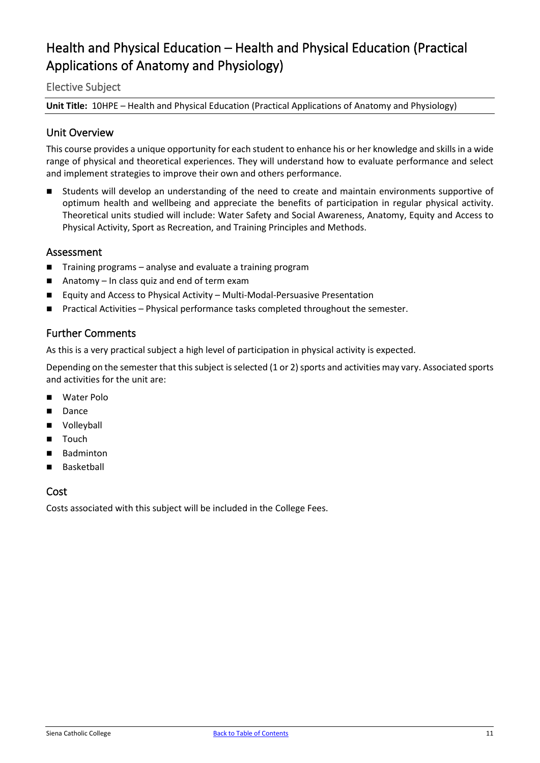# Health and Physical Education – Health and Physical Education (Practical Applications of Anatomy and Physiology)

## Elective Subject

**Unit Title:** 10HPE – Health and Physical Education (Practical Applications of Anatomy and Physiology)

## Unit Overview

This course provides a unique opportunity for each student to enhance his or her knowledge and skills in a wide range of physical and theoretical experiences. They will understand how to evaluate performance and select and implement strategies to improve their own and others performance.

- Students will develop an understanding of the need to create and maintain environments supportive of optimum health and wellbeing and appreciate the benefits of participation in regular physical activity. Theoretical units studied will include: Water Safety and Social Awareness, Anatomy, Equity and Access to Physical Activity, Sport as Recreation, and Training Principles and Methods.

## Assessment

- Training programs – analyse and evaluate a training program
- Anatomy – In class quiz and end of term exam
- Equity and Access to Physical Activity – Multi-Modal-Persuasive Presentation
- Practical Activities – Physical performance tasks completed throughout the semester.

## Further Comments

As this is a very practical subject a high level of participation in physical activity is expected.

Depending on the semester that this subject is selected (1 or 2) sports and activities may vary. Associated sports and activities for the unit are:

- Water Polo
- Dance
- Volleyball
- Touch
- Badminton
- Basketball

## Cost

Costs associated with this subject will be included in the College Fees.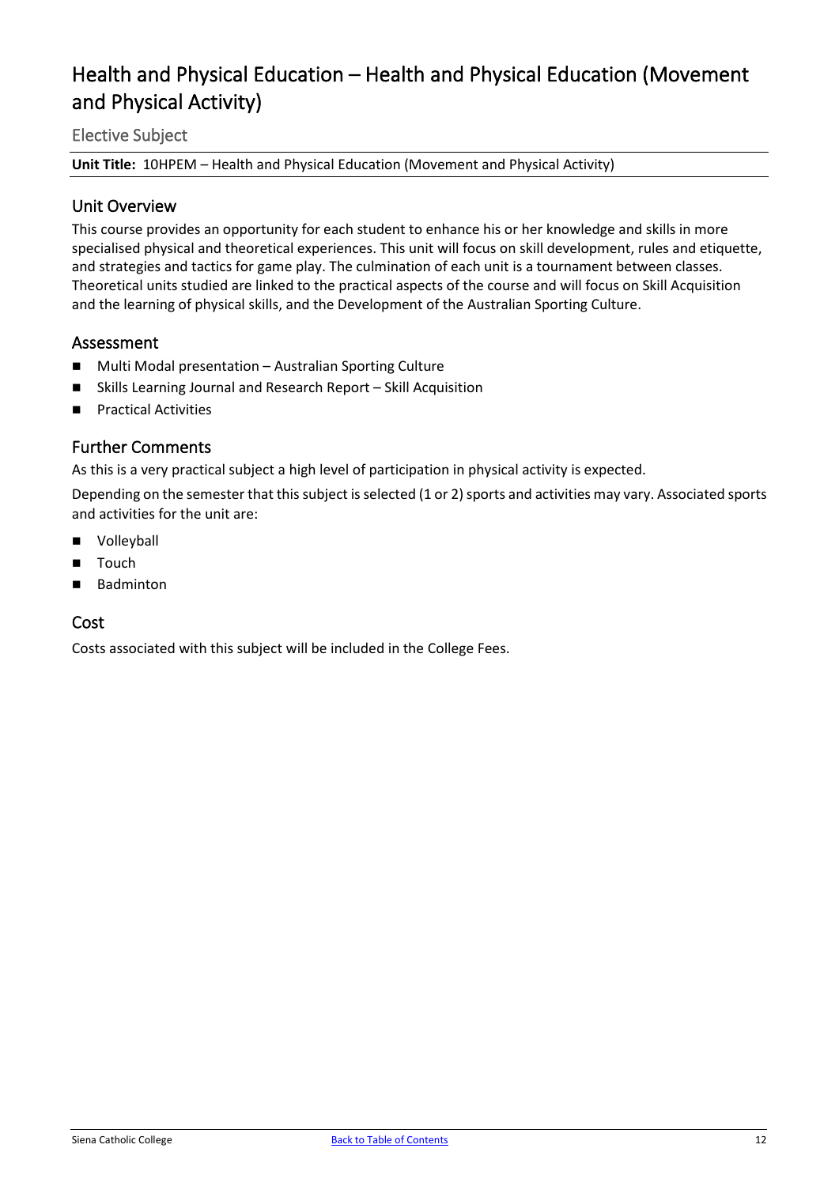# Health and Physical Education – Health and Physical Education (Movement and Physical Activity)

## Elective Subject

**Unit Title:** 10HPEM – Health and Physical Education (Movement and Physical Activity)

### Unit Overview

This course provides an opportunity for each student to enhance his or her knowledge and skills in more specialised physical and theoretical experiences. This unit will focus on skill development, rules and etiquette, and strategies and tactics for game play. The culmination of each unit is a tournament between classes. Theoretical units studied are linked to the practical aspects of the course and will focus on Skill Acquisition and the learning of physical skills, and the Development of the Australian Sporting Culture.

### Assessment

- Multi Modal presentation – Australian Sporting Culture
- Skills Learning Journal and Research Report – Skill Acquisition
- Practical Activities

### Further Comments

As this is a very practical subject a high level of participation in physical activity is expected.

Depending on the semester that this subject is selected (1 or 2) sports and activities may vary. Associated sports and activities for the unit are:

- Volleyball
- Touch
- Badminton

### Cost

Costs associated with this subject will be included in the College Fees.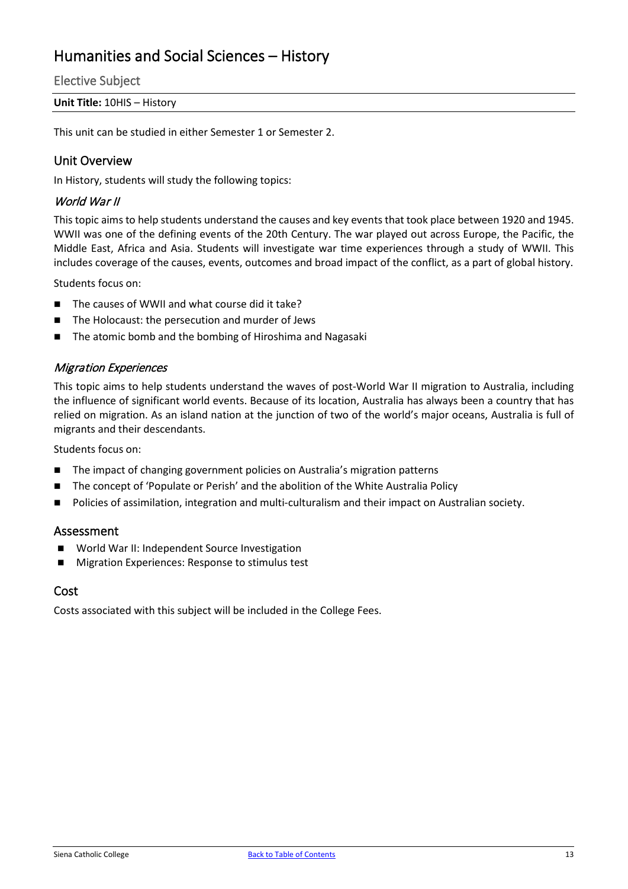# Humanities and Social Sciences – History

## Elective Subject

**Unit Title:** 10HIS – History

This unit can be studied in either Semester 1 or Semester 2.

## Unit Overview

In History, students will study the following topics:

### *World War II*

This topic aims to help students understand the causes and key events that took place between 1920 and 1945. WWII was one of the defining events of the 20th Century. The war played out across Europe, the Pacific, the Middle East, Africa and Asia. Students will investigate war time experiences through a study of WWII. This includes coverage of the causes, events, outcomes and broad impact of the conflict, as a part of global history.

Students focus on:

- The causes of WWII and what course did it take?
- The Holocaust: the persecution and murder of Jews
- The atomic bomb and the bombing of Hiroshima and Nagasaki

### *Migration Experiences*

This topic aims to help students understand the waves of post-World War II migration to Australia, including the influence of significant world events. Because of its location, Australia has always been a country that has relied on migration. As an island nation at the junction of two of the world's major oceans, Australia is full of migrants and their descendants.

Students focus on:

- The impact of changing government policies on Australia's migration patterns
- The concept of 'Populate or Perish' and the abolition of the White Australia Policy
- Policies of assimilation, integration and multi-culturalism and their impact on Australian society.

## Assessment

- World War II: Independent Source Investigation
- Migration Experiences: Response to stimulus test

## Cost

Costs associated with this subject will be included in the College Fees.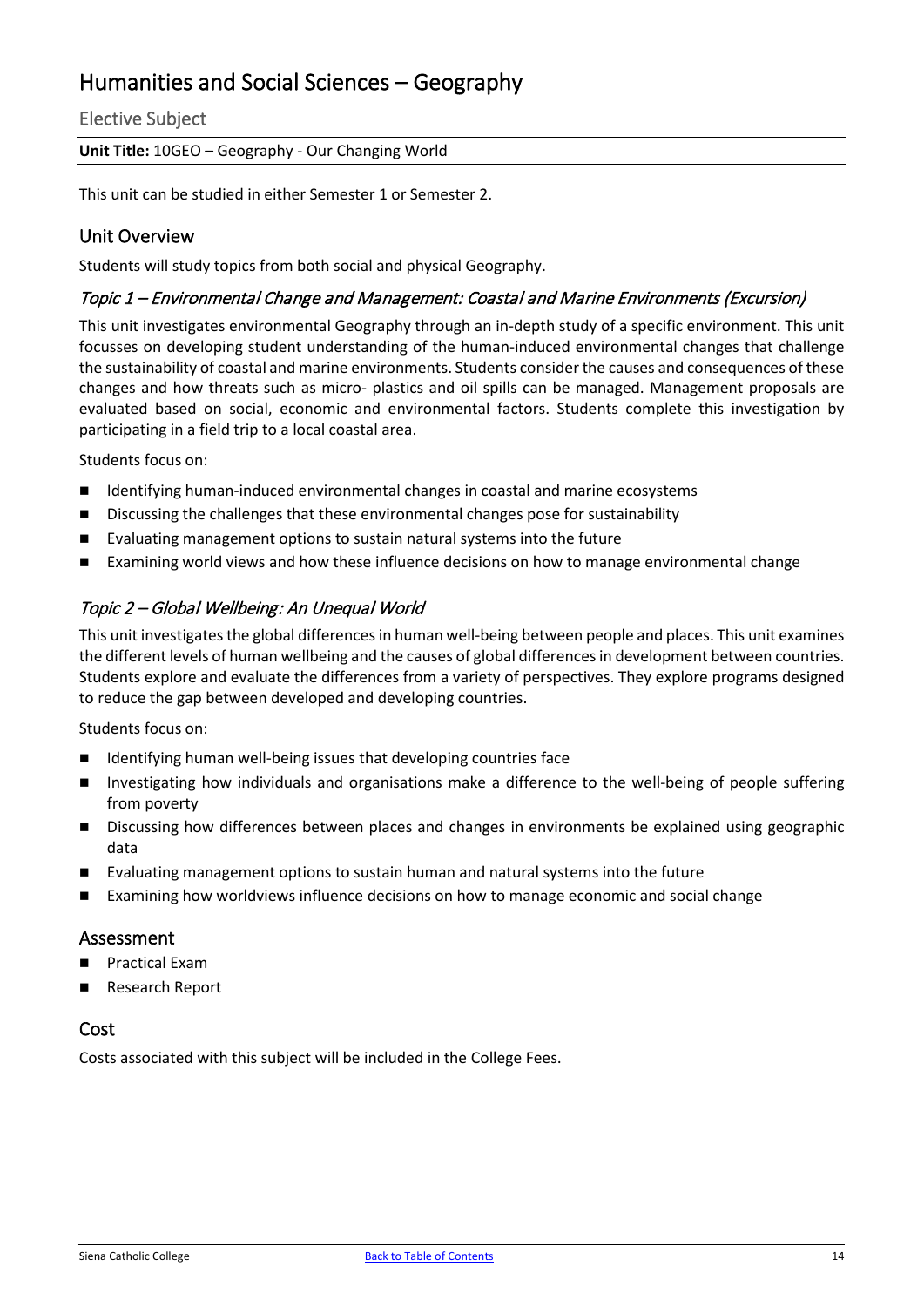# Humanities and Social Sciences – Geography

## Elective Subject

**Unit Title:** 10GEO – Geography - Our Changing World

This unit can be studied in either Semester 1 or Semester 2.

## Unit Overview

Students will study topics from both social and physical Geography.

### *Topic 1 – Environmental Change and Management: Coastal and Marine Environments (Excursion)*

This unit investigates environmental Geography through an in-depth study of a specific environment. This unit focusses on developing student understanding of the human-induced environmental changes that challenge the sustainability of coastal and marine environments. Students consider the causes and consequences of these changes and how threats such as micro- plastics and oil spills can be managed. Management proposals are evaluated based on social, economic and environmental factors. Students complete this investigation by participating in a field trip to a local coastal area.

Students focus on:

- Identifying human-induced environmental changes in coastal and marine ecosystems
- Discussing the challenges that these environmental changes pose for sustainability
- Evaluating management options to sustain natural systems into the future
- Examining world views and how these influence decisions on how to manage environmental change

### *Topic 2 – Global Wellbeing: An Unequal World*

This unit investigates the global differences in human well-being between people and places. This unit examines the different levels of human wellbeing and the causes of global differences in development between countries. Students explore and evaluate the differences from a variety of perspectives. They explore programs designed to reduce the gap between developed and developing countries.

Students focus on:

- Identifying human well-being issues that developing countries face
- Investigating how individuals and organisations make a difference to the well-being of people suffering from poverty
- Discussing how differences between places and changes in environments be explained using geographic data
- Evaluating management options to sustain human and natural systems into the future
- Examining how worldviews influence decisions on how to manage economic and social change

## Assessment

- Practical Exam
- Research Report

## Cost

Costs associated with this subject will be included in the College Fees.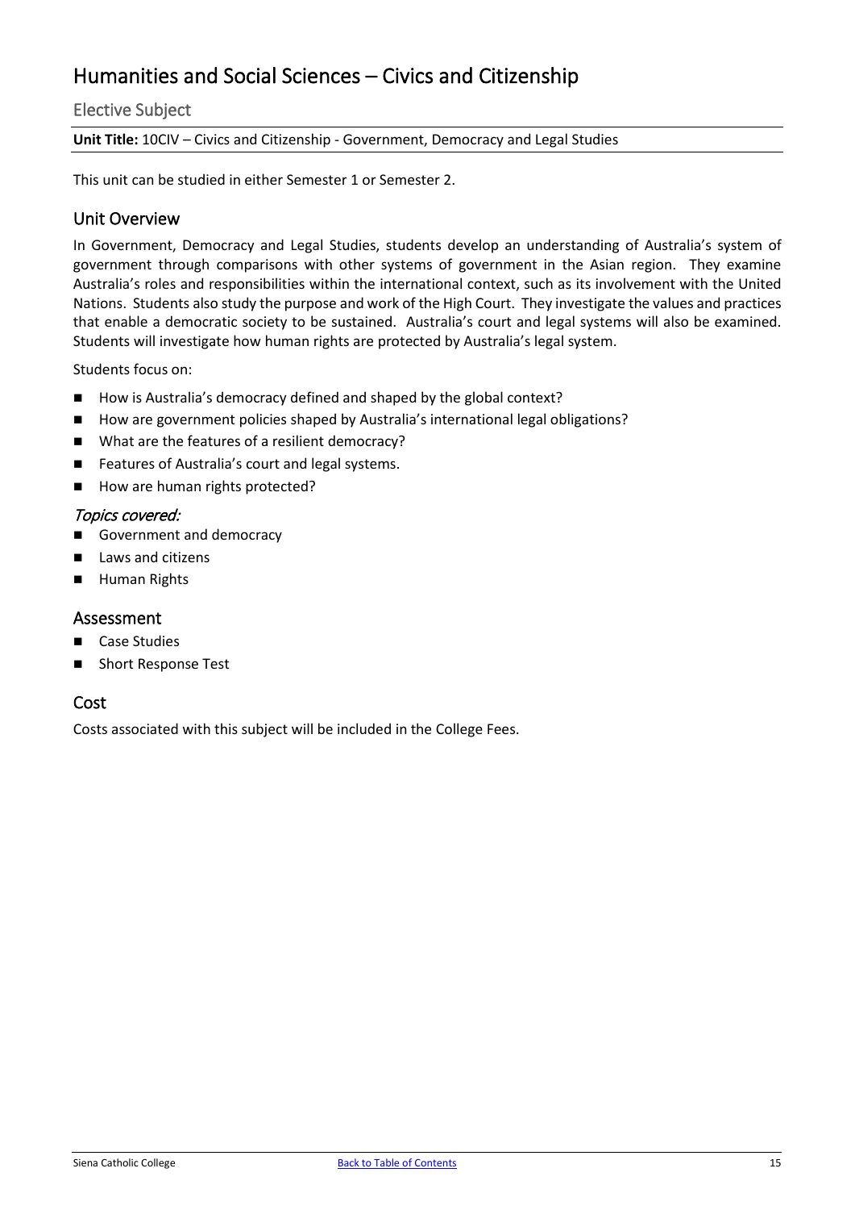# Humanities and Social Sciences – Civics and Citizenship

## Elective Subject

**Unit Title:** 10CIV – Civics and Citizenship - Government, Democracy and Legal Studies

This unit can be studied in either Semester 1 or Semester 2.

## Unit Overview

In Government, Democracy and Legal Studies, students develop an understanding of Australia's system of government through comparisons with other systems of government in the Asian region. They examine Australia's roles and responsibilities within the international context, such as its involvement with the United Nations. Students also study the purpose and work of the High Court. They investigate the values and practices that enable a democratic society to be sustained. Australia's court and legal systems will also be examined. Students will investigate how human rights are protected by Australia's legal system.

Students focus on:

- How is Australia's democracy defined and shaped by the global context?
- How are government policies shaped by Australia's international legal obligations?
- What are the features of a resilient democracy?
- Features of Australia's court and legal systems.
- How are human rights protected?

### *Topics covered:*

- Government and democracy
- Laws and citizens
- Human Rights

## Assessment

- Case Studies
- Short Response Test

## Cost

Costs associated with this subject will be included in the College Fees.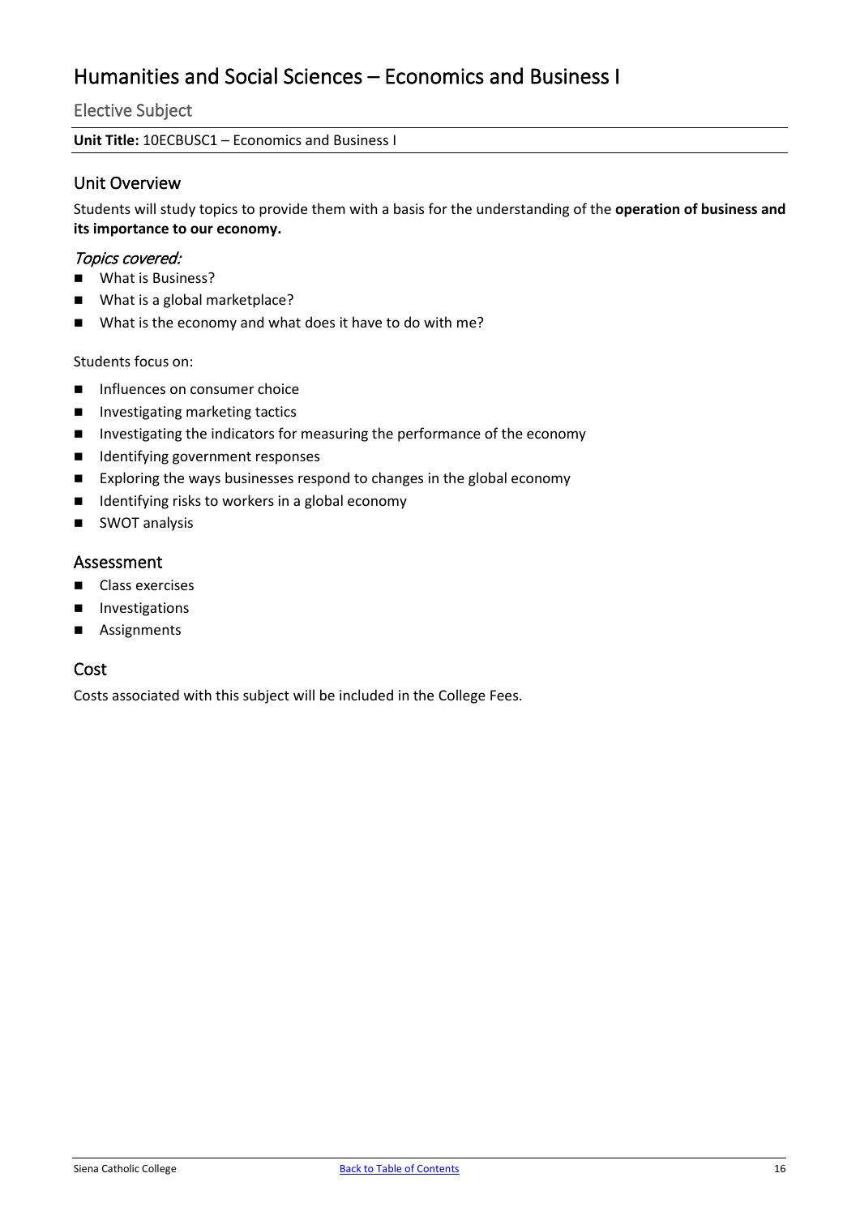# Humanities and Social Sciences – Economics and Business I

## Elective Subject

**Unit Title:** 10ECBUSC1 – Economics and Business I

## Unit Overview

Students will study topics to provide them with a basis for the understanding of the **operation of business and its importance to our economy.**

### *Topics covered:*

- What is Business?
- What is a global marketplace?
- What is the economy and what does it have to do with me?

Students focus on:

- Influences on consumer choice
- Investigating marketing tactics
- Investigating the indicators for measuring the performance of the economy
- Identifying government responses
- Exploring the ways businesses respond to changes in the global economy
- Identifying risks to workers in a global economy
- SWOT analysis

## Assessment

- Class exercises
- Investigations
- Assignments

## Cost

Costs associated with this subject will be included in the College Fees.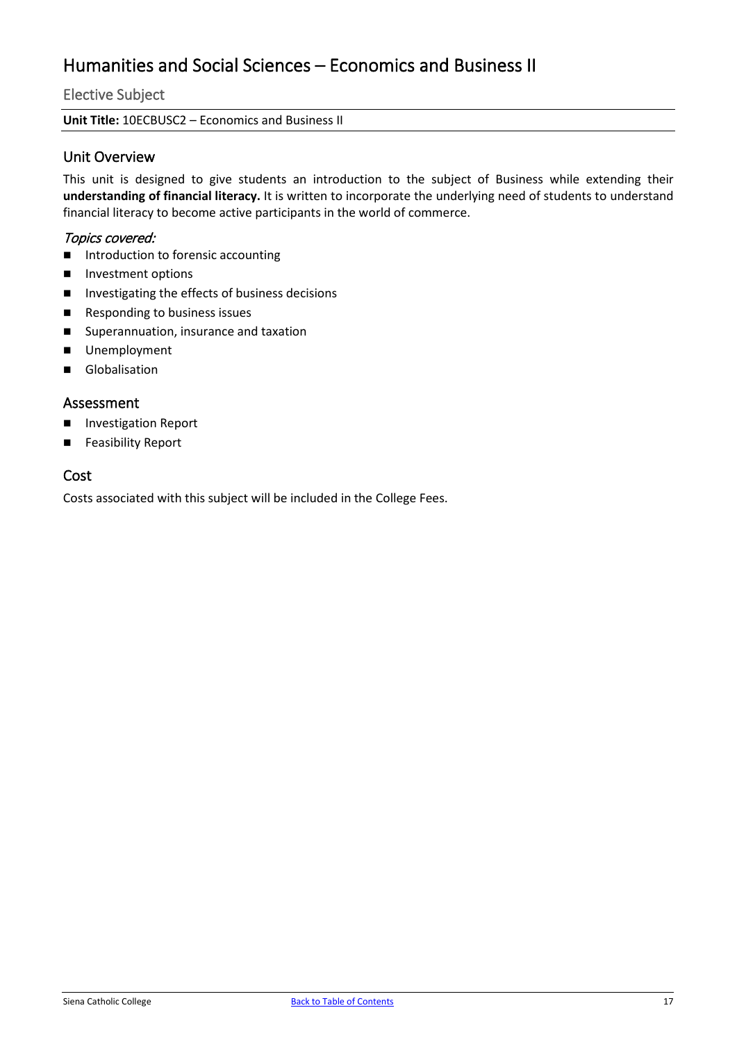# Humanities and Social Sciences – Economics and Business II

## Elective Subject

**Unit Title:** 10ECBUSC2 – Economics and Business II

## Unit Overview

This unit is designed to give students an introduction to the subject of Business while extending their **understanding of financial literacy.** It is written to incorporate the underlying need of students to understand financial literacy to become active participants in the world of commerce.

*Topics covered:*

- Introduction to forensic accounting
- Investment options
- Investigating the effects of business decisions
- Responding to business issues
- Superannuation, insurance and taxation
- Unemployment
- Globalisation

## Assessment

- Investigation Report
- Feasibility Report

## Cost

Costs associated with this subject will be included in the College Fees.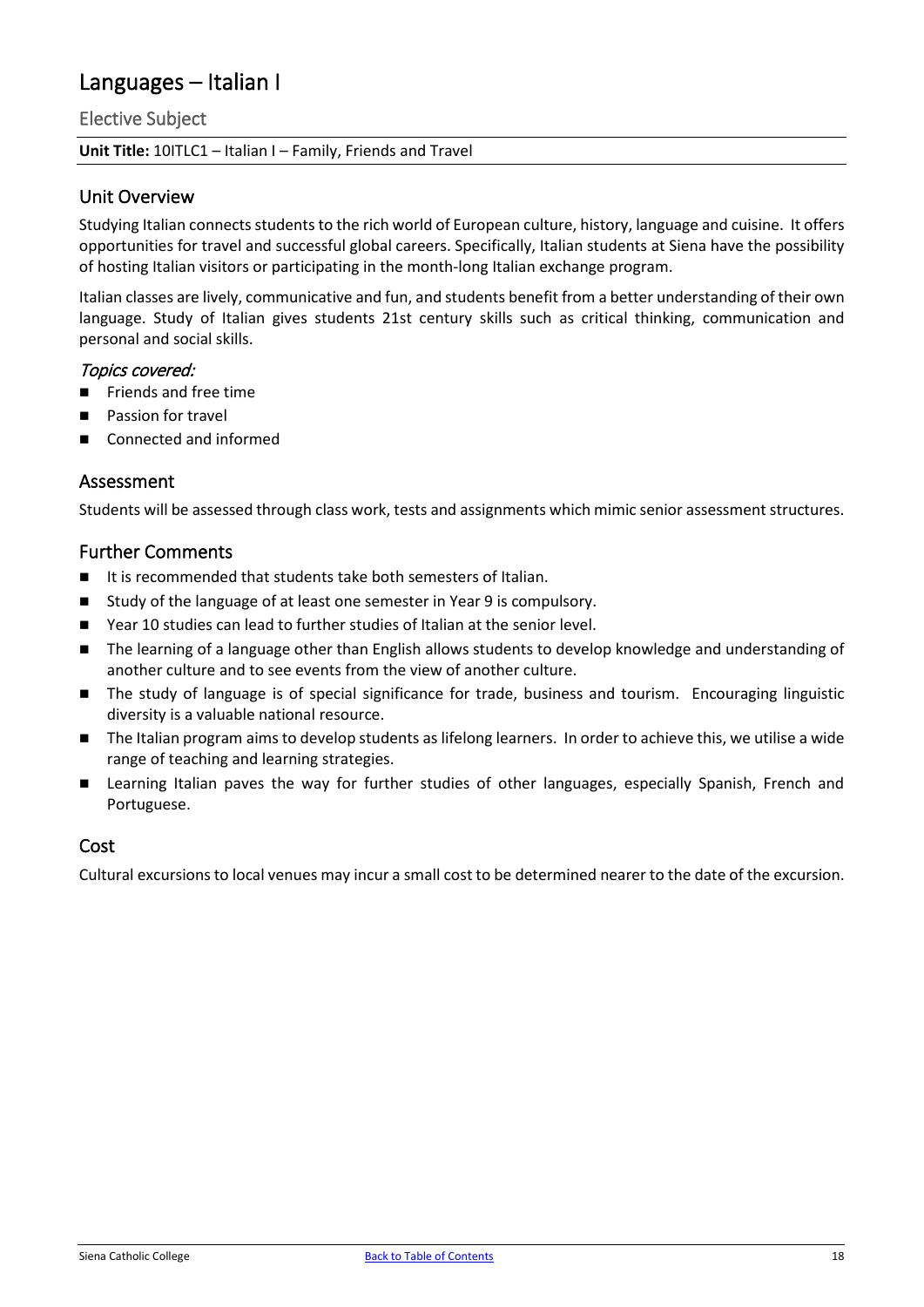# Languages – Italian I

## Elective Subject

**Unit Title:** 10ITLC1 – Italian I – Family, Friends and Travel

## Unit Overview

Studying Italian connects students to the rich world of European culture, history, language and cuisine. It offers opportunities for travel and successful global careers. Specifically, Italian students at Siena have the possibility of hosting Italian visitors or participating in the month-long Italian exchange program.

Italian classes are lively, communicative and fun, and students benefit from a better understanding of their own language. Study of Italian gives students 21st century skills such as critical thinking, communication and personal and social skills.

### *Topics covered:*

- Friends and free time
- Passion for travel
- Connected and informed

## Assessment

Students will be assessed through class work, tests and assignments which mimic senior assessment structures.

## Further Comments

- It is recommended that students take both semesters of Italian.
- Study of the language of at least one semester in Year 9 is compulsory.
- Year 10 studies can lead to further studies of Italian at the senior level.
- The learning of a language other than English allows students to develop knowledge and understanding of another culture and to see events from the view of another culture.
- The study of language is of special significance for trade, business and tourism. Encouraging linguistic diversity is a valuable national resource.
- The Italian program aims to develop students as lifelong learners. In order to achieve this, we utilise a wide range of teaching and learning strategies.
- Learning Italian paves the way for further studies of other languages, especially Spanish, French and Portuguese.

## Cost

Cultural excursions to local venues may incur a small cost to be determined nearer to the date of the excursion.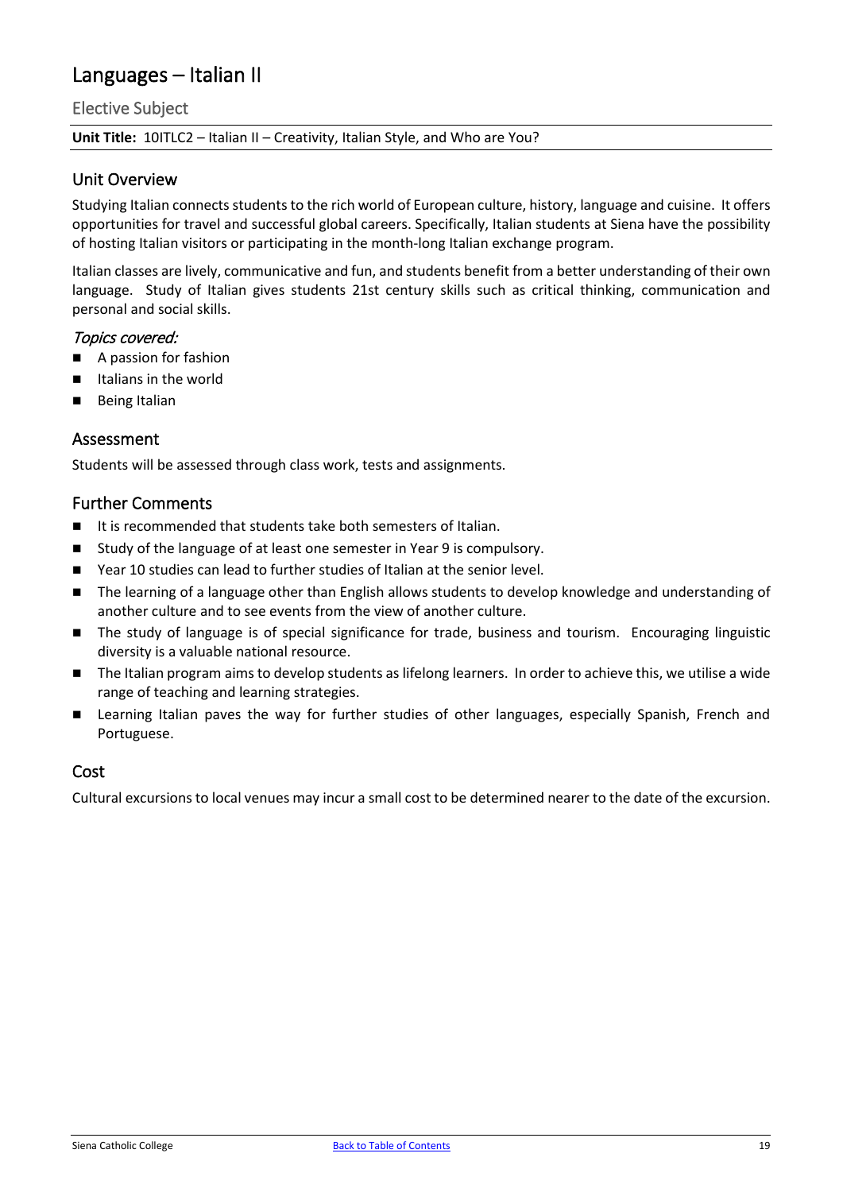# Languages – Italian II

## Elective Subject

**Unit Title:** 10ITLC2 – Italian II – Creativity, Italian Style, and Who are You?

## Unit Overview

Studying Italian connects students to the rich world of European culture, history, language and cuisine. It offers opportunities for travel and successful global careers. Specifically, Italian students at Siena have the possibility of hosting Italian visitors or participating in the month-long Italian exchange program.

Italian classes are lively, communicative and fun, and students benefit from a better understanding of their own language. Study of Italian gives students 21st century skills such as critical thinking, communication and personal and social skills.

### *Topics covered:*

- A passion for fashion
- Italians in the world
- Being Italian

## Assessment

Students will be assessed through class work, tests and assignments.

## Further Comments

- It is recommended that students take both semesters of Italian.
- Study of the language of at least one semester in Year 9 is compulsory.
- Year 10 studies can lead to further studies of Italian at the senior level.
- The learning of a language other than English allows students to develop knowledge and understanding of another culture and to see events from the view of another culture.
- The study of language is of special significance for trade, business and tourism. Encouraging linguistic diversity is a valuable national resource.
- The Italian program aims to develop students as lifelong learners. In order to achieve this, we utilise a wide range of teaching and learning strategies.
- Learning Italian paves the way for further studies of other languages, especially Spanish, French and Portuguese.

## Cost

Cultural excursions to local venues may incur a small cost to be determined nearer to the date of the excursion.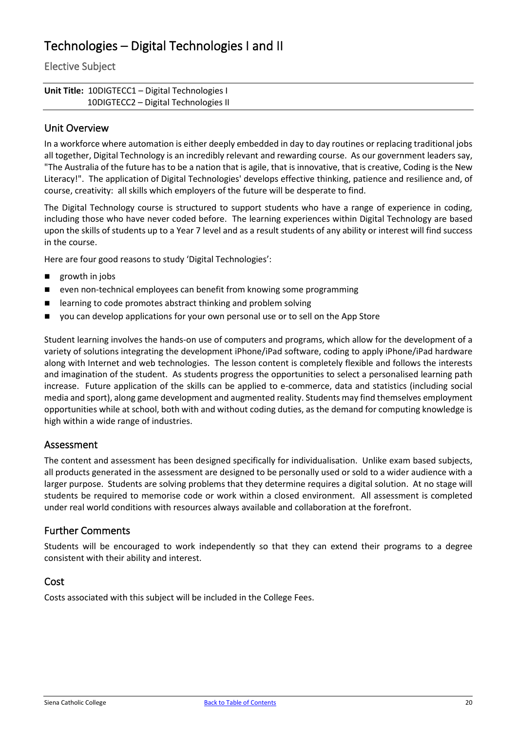# Technologies – Digital Technologies I and II

## Elective Subject

**Unit Title:** 10DIGTECC1 – Digital Technologies I
10DIGTECC2 – Digital Technologies II

## Unit Overview

In a workforce where automation is either deeply embedded in day to day routines or replacing traditional jobs all together, Digital Technology is an incredibly relevant and rewarding course. As our government leaders say, "The Australia of the future has to be a nation that is agile, that is innovative, that is creative, Coding is the New Literacy!". The application of Digital Technologies' develops effective thinking, patience and resilience and, of course, creativity: all skills which employers of the future will be desperate to find.

The Digital Technology course is structured to support students who have a range of experience in coding, including those who have never coded before. The learning experiences within Digital Technology are based upon the skills of students up to a Year 7 level and as a result students of any ability or interest will find success in the course.

Here are four good reasons to study 'Digital Technologies':

- growth in jobs
- even non-technical employees can benefit from knowing some programming
- learning to code promotes abstract thinking and problem solving
- you can develop applications for your own personal use or to sell on the App Store

Student learning involves the hands-on use of computers and programs, which allow for the development of a variety of solutions integrating the development iPhone/iPad software, coding to apply iPhone/iPad hardware along with Internet and web technologies. The lesson content is completely flexible and follows the interests and imagination of the student. As students progress the opportunities to select a personalised learning path increase. Future application of the skills can be applied to e-commerce, data and statistics (including social media and sport), along game development and augmented reality. Students may find themselves employment opportunities while at school, both with and without coding duties, as the demand for computing knowledge is high within a wide range of industries.

## Assessment

The content and assessment has been designed specifically for individualisation. Unlike exam based subjects, all products generated in the assessment are designed to be personally used or sold to a wider audience with a larger purpose. Students are solving problems that they determine requires a digital solution. At no stage will students be required to memorise code or work within a closed environment. All assessment is completed under real world conditions with resources always available and collaboration at the forefront.

## Further Comments

Students will be encouraged to work independently so that they can extend their programs to a degree consistent with their ability and interest.

## Cost

Costs associated with this subject will be included in the College Fees.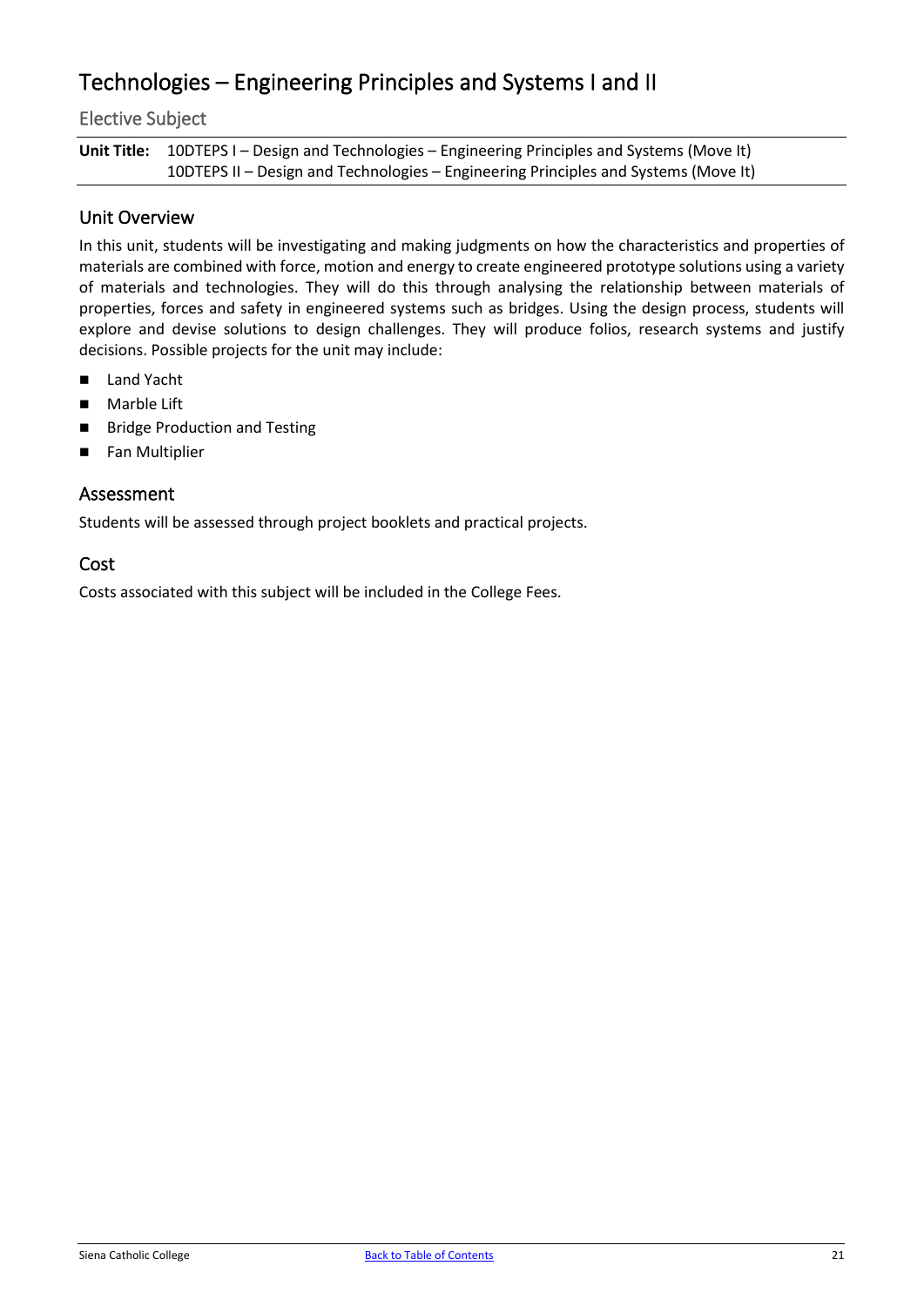# Technologies – Engineering Principles and Systems I and II

## Elective Subject

**Unit Title:** 10DTEPS I – Design and Technologies – Engineering Principles and Systems (Move It)
10DTEPS II – Design and Technologies – Engineering Principles and Systems (Move It)

### Unit Overview

In this unit, students will be investigating and making judgments on how the characteristics and properties of materials are combined with force, motion and energy to create engineered prototype solutions using a variety of materials and technologies. They will do this through analysing the relationship between materials of properties, forces and safety in engineered systems such as bridges. Using the design process, students will explore and devise solutions to design challenges. They will produce folios, research systems and justify decisions. Possible projects for the unit may include:

- Land Yacht
- Marble Lift
- Bridge Production and Testing
- Fan Multiplier

### Assessment

Students will be assessed through project booklets and practical projects.

### Cost

Costs associated with this subject will be included in the College Fees.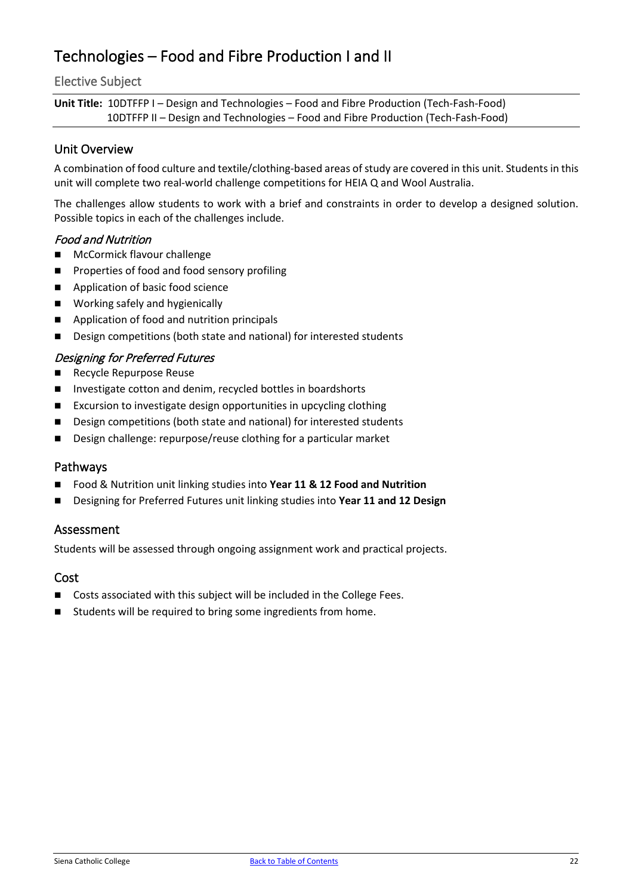# Technologies – Food and Fibre Production I and II

## Elective Subject

**Unit Title:** 10DTFFP I – Design and Technologies – Food and Fibre Production (Tech-Fash-Food)
10DTFFP II – Design and Technologies – Food and Fibre Production (Tech-Fash-Food)

## Unit Overview

A combination of food culture and textile/clothing-based areas of study are covered in this unit. Students in this unit will complete two real-world challenge competitions for HEIA Q and Wool Australia.

The challenges allow students to work with a brief and constraints in order to develop a designed solution. Possible topics in each of the challenges include.

### *Food and Nutrition*

- McCormick flavour challenge
- Properties of food and food sensory profiling
- Application of basic food science
- Working safely and hygienically
- Application of food and nutrition principals
- Design competitions (both state and national) for interested students

### *Designing for Preferred Futures*

- Recycle Repurpose Reuse
- Investigate cotton and denim, recycled bottles in boardshorts
- Excursion to investigate design opportunities in upcycling clothing
- Design competitions (both state and national) for interested students
- Design challenge: repurpose/reuse clothing for a particular market

## Pathways

- Food & Nutrition unit linking studies into **Year 11 & 12 Food and Nutrition**
- Designing for Preferred Futures unit linking studies into **Year 11 and 12 Design**

## Assessment

Students will be assessed through ongoing assignment work and practical projects.

## Cost

- Costs associated with this subject will be included in the College Fees.
- Students will be required to bring some ingredients from home.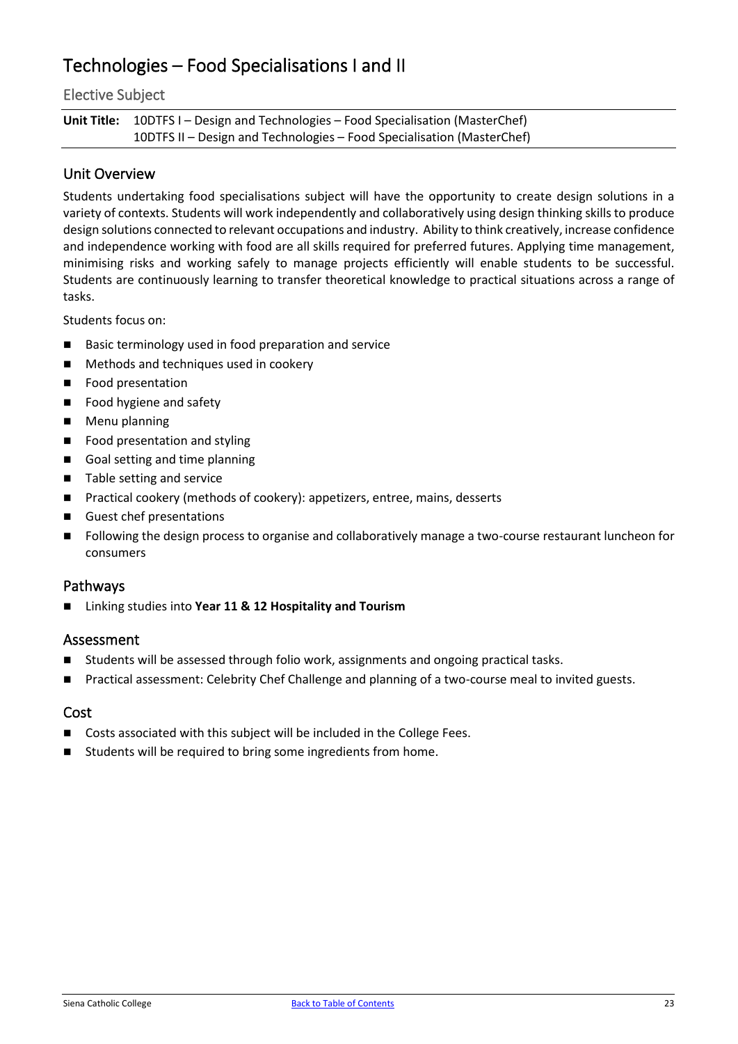# Technologies – Food Specialisations I and II

## Elective Subject

**Unit Title:** 10DTFS I – Design and Technologies – Food Specialisation (MasterChef)
10DTFS II – Design and Technologies – Food Specialisation (MasterChef)

## Unit Overview

Students undertaking food specialisations subject will have the opportunity to create design solutions in a variety of contexts. Students will work independently and collaboratively using design thinking skills to produce design solutions connected to relevant occupations and industry. Ability to think creatively, increase confidence and independence working with food are all skills required for preferred futures. Applying time management, minimising risks and working safely to manage projects efficiently will enable students to be successful. Students are continuously learning to transfer theoretical knowledge to practical situations across a range of tasks.

Students focus on:

- Basic terminology used in food preparation and service
- Methods and techniques used in cookery
- Food presentation
- Food hygiene and safety
- Menu planning
- Food presentation and styling
- Goal setting and time planning
- Table setting and service
- Practical cookery (methods of cookery): appetizers, entree, mains, desserts
- Guest chef presentations
- Following the design process to organise and collaboratively manage a two-course restaurant luncheon for consumers

## Pathways

- Linking studies into **Year 11 & 12 Hospitality and Tourism**

## Assessment

- Students will be assessed through folio work, assignments and ongoing practical tasks.
- Practical assessment: Celebrity Chef Challenge and planning of a two-course meal to invited guests.

## Cost

- Costs associated with this subject will be included in the College Fees.
- Students will be required to bring some ingredients from home.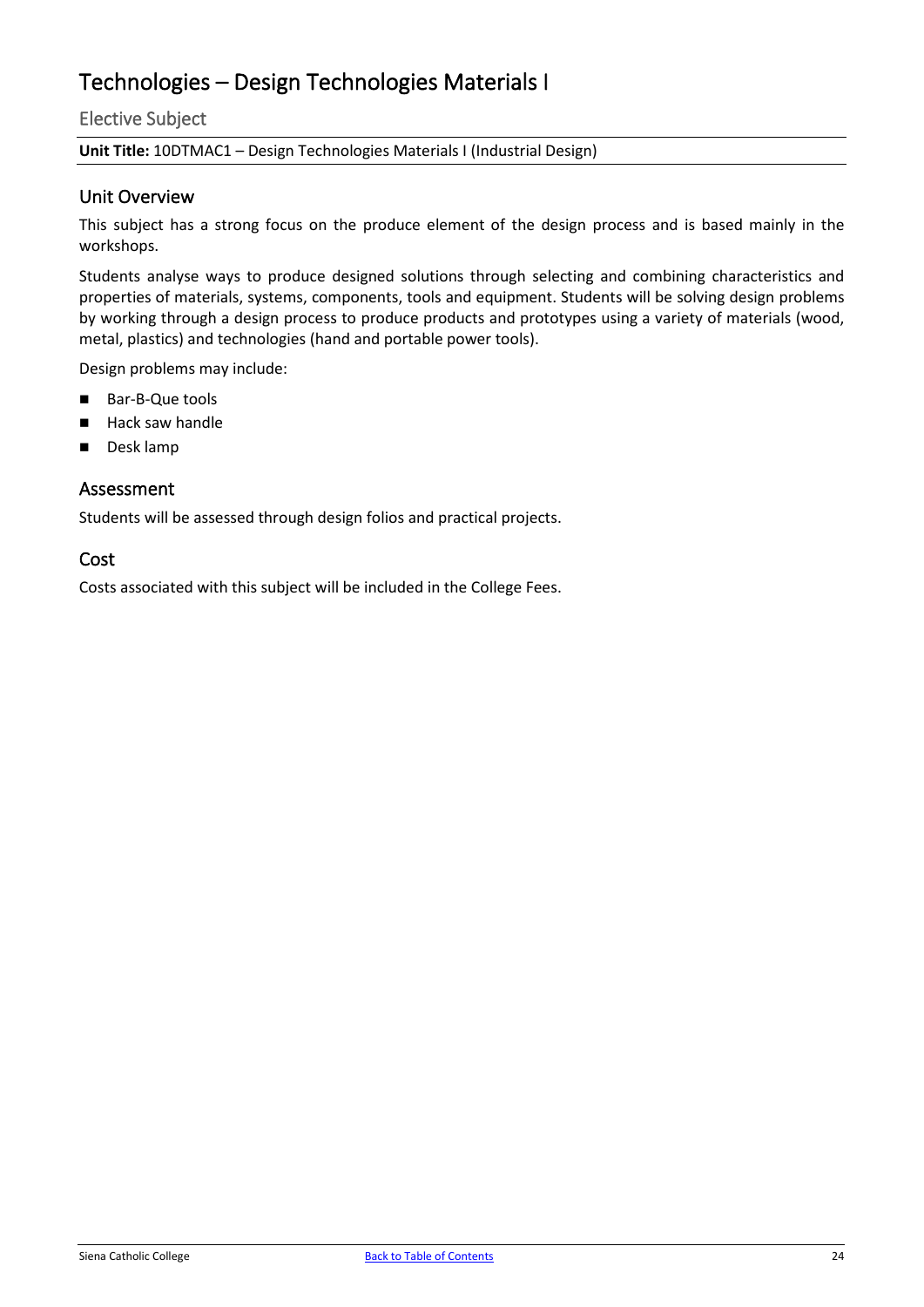# Technologies – Design Technologies Materials I

## Elective Subject

**Unit Title:** 10DTMAC1 – Design Technologies Materials I (Industrial Design)

## Unit Overview

This subject has a strong focus on the produce element of the design process and is based mainly in the workshops.

Students analyse ways to produce designed solutions through selecting and combining characteristics and properties of materials, systems, components, tools and equipment. Students will be solving design problems by working through a design process to produce products and prototypes using a variety of materials (wood, metal, plastics) and technologies (hand and portable power tools).

Design problems may include:

- Bar-B-Que tools
- Hack saw handle
- Desk lamp

## Assessment

Students will be assessed through design folios and practical projects.

## Cost

Costs associated with this subject will be included in the College Fees.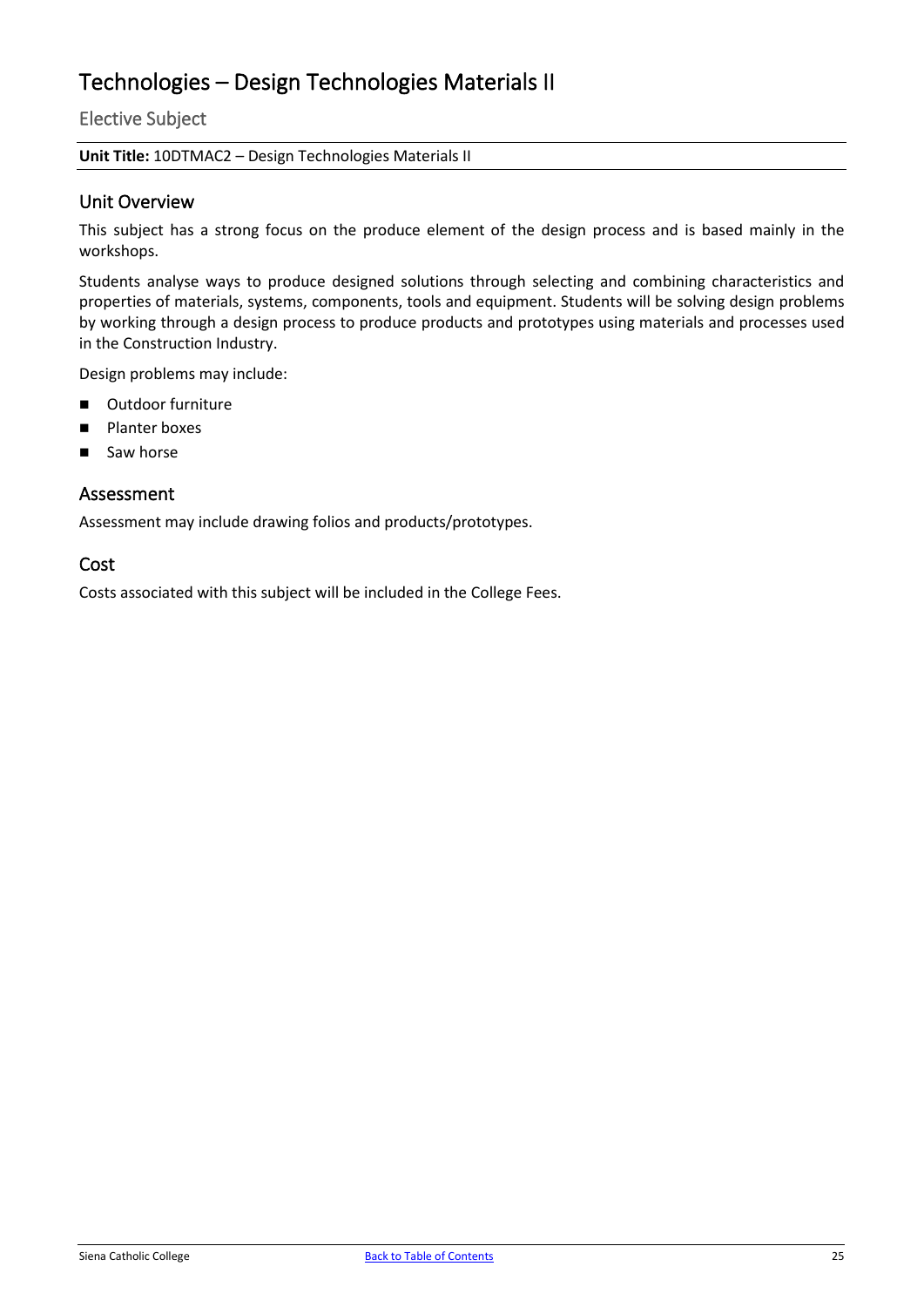# Technologies – Design Technologies Materials II

## Elective Subject

**Unit Title:** 10DTMAC2 – Design Technologies Materials II

### Unit Overview

This subject has a strong focus on the produce element of the design process and is based mainly in the workshops.

Students analyse ways to produce designed solutions through selecting and combining characteristics and properties of materials, systems, components, tools and equipment. Students will be solving design problems by working through a design process to produce products and prototypes using materials and processes used in the Construction Industry.

Design problems may include:

- Outdoor furniture
- Planter boxes
- Saw horse

### Assessment

Assessment may include drawing folios and products/prototypes.

### Cost

Costs associated with this subject will be included in the College Fees.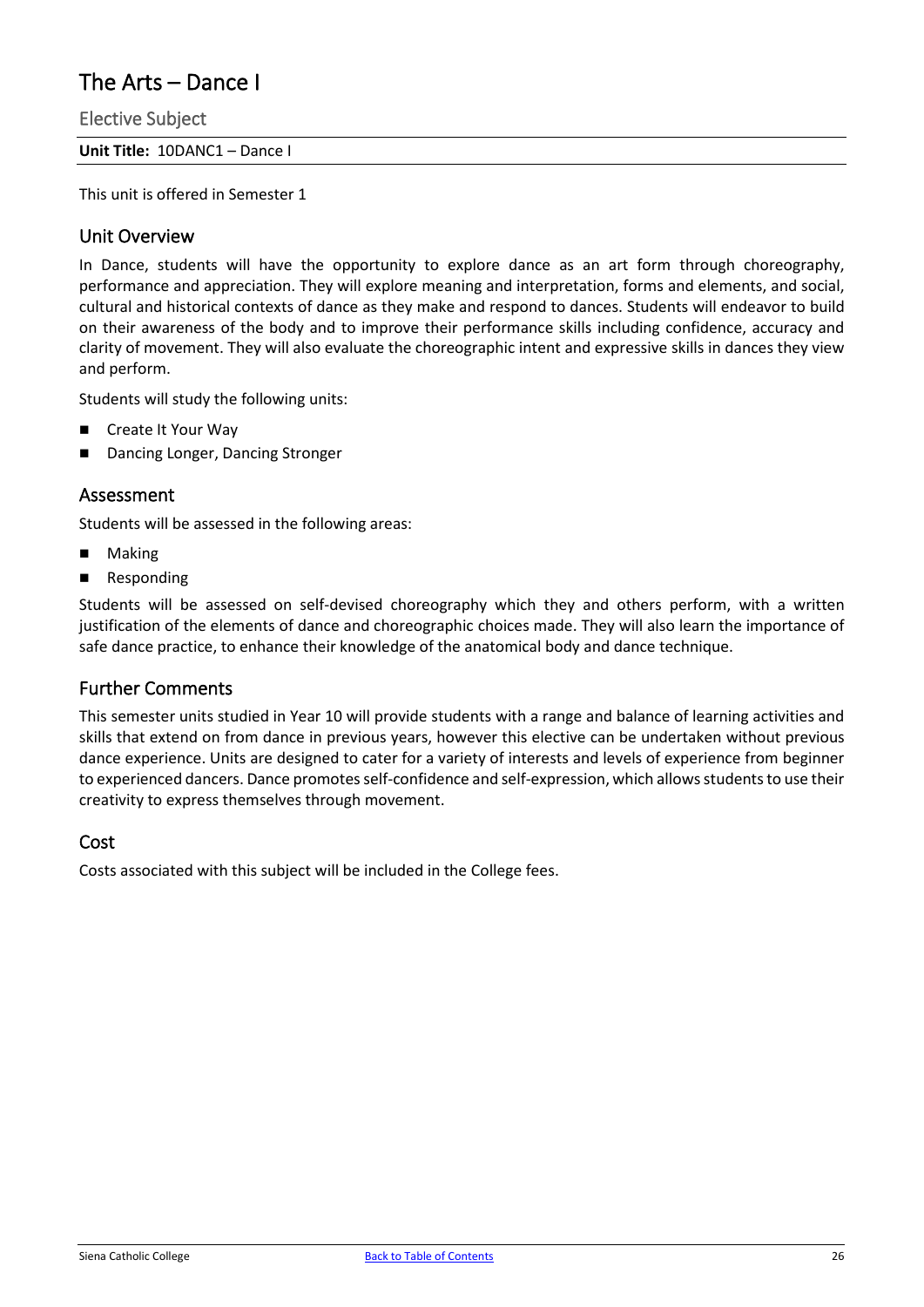# The Arts – Dance I

Elective Subject

**Unit Title:** 10DANC1 – Dance I

This unit is offered in Semester 1

## Unit Overview

In Dance, students will have the opportunity to explore dance as an art form through choreography, performance and appreciation. They will explore meaning and interpretation, forms and elements, and social, cultural and historical contexts of dance as they make and respond to dances. Students will endeavor to build on their awareness of the body and to improve their performance skills including confidence, accuracy and clarity of movement. They will also evaluate the choreographic intent and expressive skills in dances they view and perform.

Students will study the following units:

- Create It Your Way
- Dancing Longer, Dancing Stronger

## Assessment

Students will be assessed in the following areas:

- Making
- Responding

Students will be assessed on self-devised choreography which they and others perform, with a written justification of the elements of dance and choreographic choices made. They will also learn the importance of safe dance practice, to enhance their knowledge of the anatomical body and dance technique.

## Further Comments

This semester units studied in Year 10 will provide students with a range and balance of learning activities and skills that extend on from dance in previous years, however this elective can be undertaken without previous dance experience. Units are designed to cater for a variety of interests and levels of experience from beginner to experienced dancers. Dance promotes self-confidence and self-expression, which allows students to use their creativity to express themselves through movement.

## Cost

Costs associated with this subject will be included in the College fees.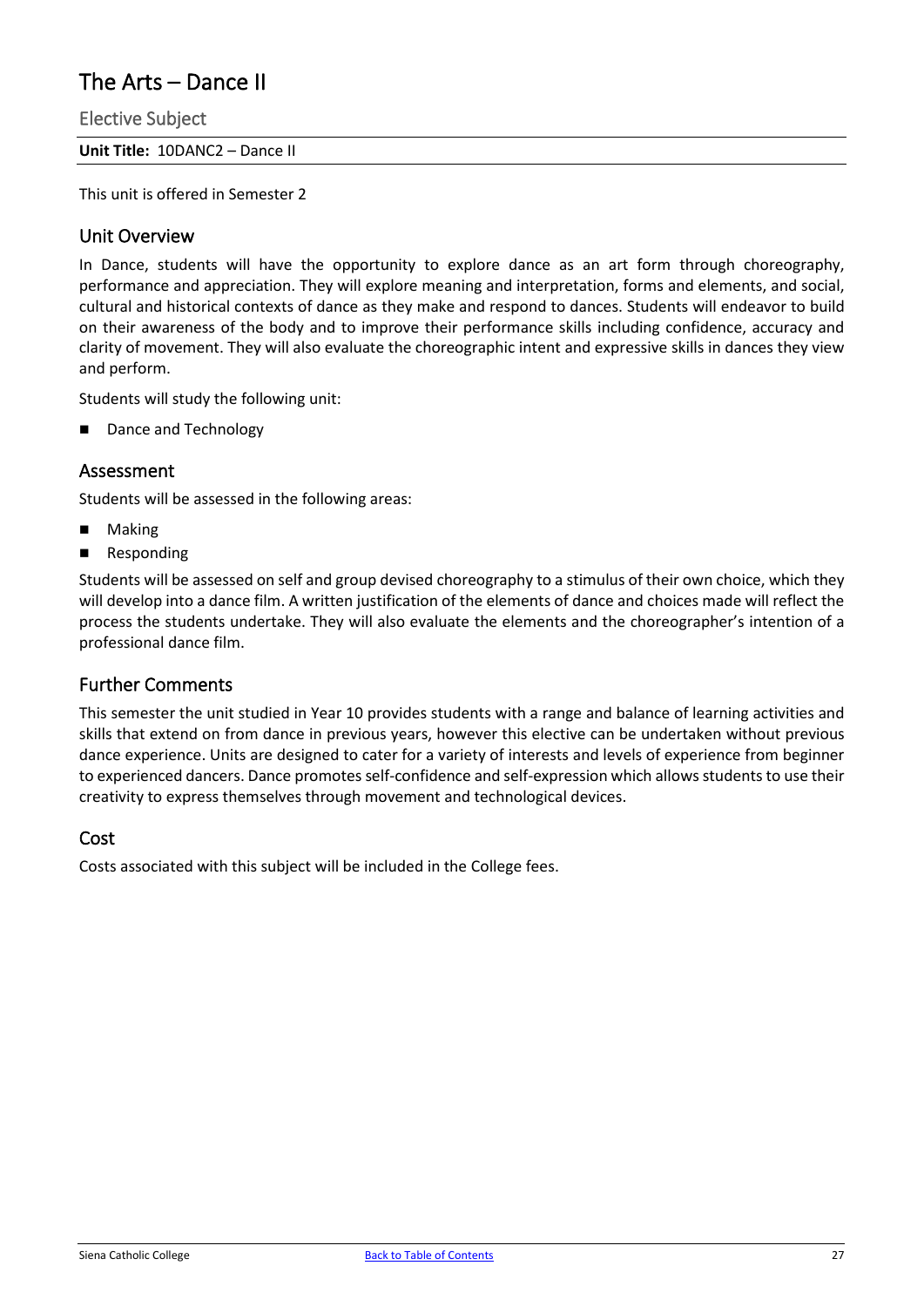# The Arts – Dance II

## Elective Subject

**Unit Title:** 10DANC2 – Dance II

This unit is offered in Semester 2

### Unit Overview

In Dance, students will have the opportunity to explore dance as an art form through choreography, performance and appreciation. They will explore meaning and interpretation, forms and elements, and social, cultural and historical contexts of dance as they make and respond to dances. Students will endeavor to build on their awareness of the body and to improve their performance skills including confidence, accuracy and clarity of movement. They will also evaluate the choreographic intent and expressive skills in dances they view and perform.

Students will study the following unit:

- Dance and Technology

### Assessment

Students will be assessed in the following areas:

- Making
- Responding

Students will be assessed on self and group devised choreography to a stimulus of their own choice, which they will develop into a dance film. A written justification of the elements of dance and choices made will reflect the process the students undertake. They will also evaluate the elements and the choreographer's intention of a professional dance film.

### Further Comments

This semester the unit studied in Year 10 provides students with a range and balance of learning activities and skills that extend on from dance in previous years, however this elective can be undertaken without previous dance experience. Units are designed to cater for a variety of interests and levels of experience from beginner to experienced dancers. Dance promotes self-confidence and self-expression which allows students to use their creativity to express themselves through movement and technological devices.

### Cost

Costs associated with this subject will be included in the College fees.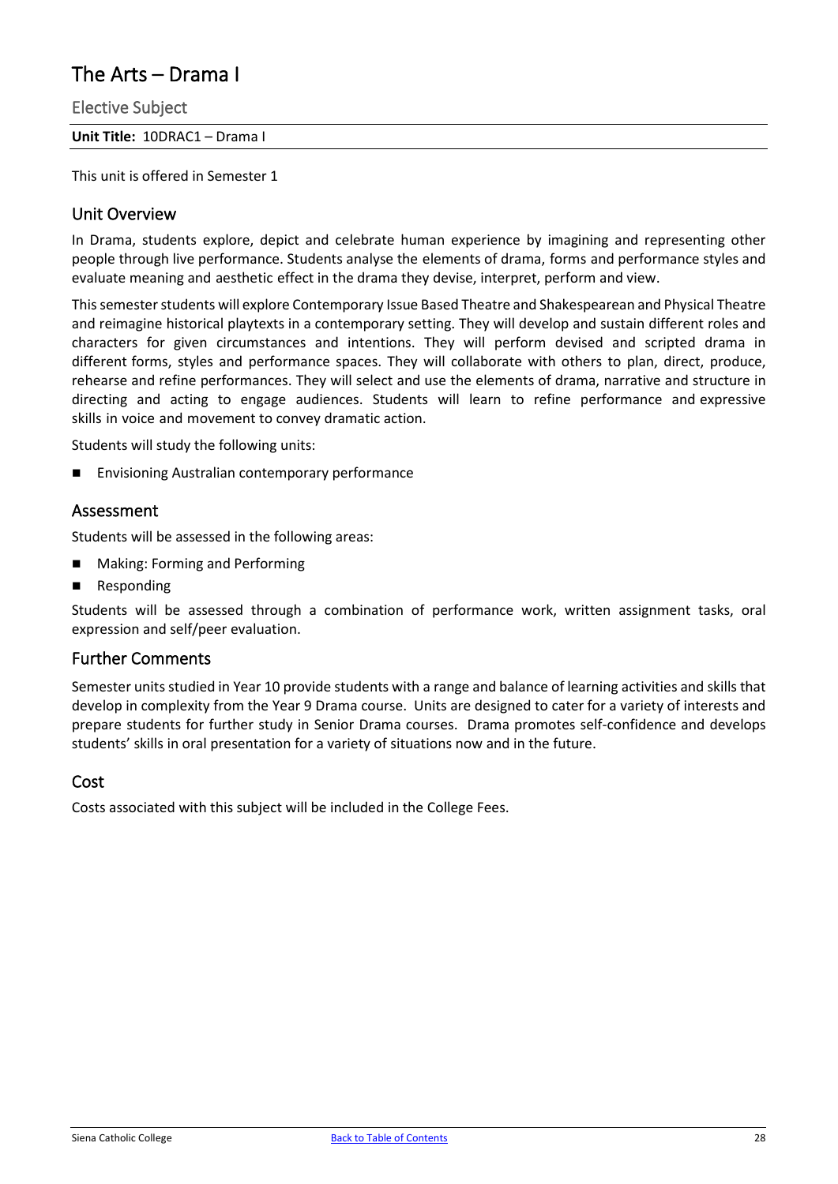# The Arts – Drama I

## Elective Subject

**Unit Title:** 10DRAC1 – Drama I

This unit is offered in Semester 1

### Unit Overview

In Drama, students explore, depict and celebrate human experience by imagining and representing other people through live performance. Students analyse the elements of drama, forms and performance styles and evaluate meaning and aesthetic effect in the drama they devise, interpret, perform and view.

This semester students will explore Contemporary Issue Based Theatre and Shakespearean and Physical Theatre and reimagine historical playtexts in a contemporary setting. They will develop and sustain different roles and characters for given circumstances and intentions. They will perform devised and scripted drama in different forms, styles and performance spaces. They will collaborate with others to plan, direct, produce, rehearse and refine performances. They will select and use the elements of drama, narrative and structure in directing and acting to engage audiences. Students will learn to refine performance and expressive skills in voice and movement to convey dramatic action.

Students will study the following units:

- Envisioning Australian contemporary performance

### Assessment

Students will be assessed in the following areas:

- Making: Forming and Performing
- Responding

Students will be assessed through a combination of performance work, written assignment tasks, oral expression and self/peer evaluation.

### Further Comments

Semester units studied in Year 10 provide students with a range and balance of learning activities and skills that develop in complexity from the Year 9 Drama course. Units are designed to cater for a variety of interests and prepare students for further study in Senior Drama courses. Drama promotes self-confidence and develops students' skills in oral presentation for a variety of situations now and in the future.

### Cost

Costs associated with this subject will be included in the College Fees.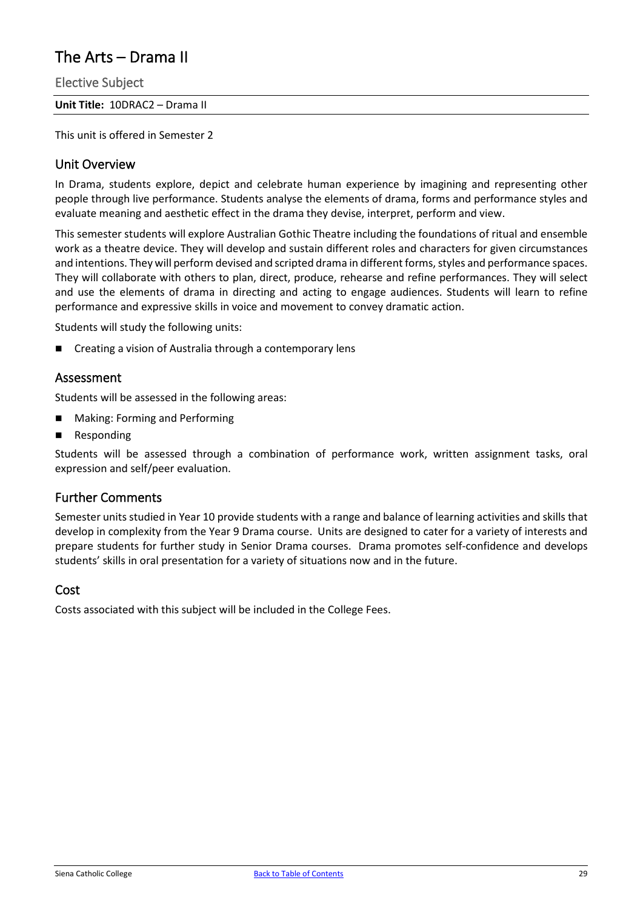# The Arts – Drama II

## Elective Subject

**Unit Title:** 10DRAC2 – Drama II

This unit is offered in Semester 2

## Unit Overview

In Drama, students explore, depict and celebrate human experience by imagining and representing other people through live performance. Students analyse the elements of drama, forms and performance styles and evaluate meaning and aesthetic effect in the drama they devise, interpret, perform and view.

This semester students will explore Australian Gothic Theatre including the foundations of ritual and ensemble work as a theatre device. They will develop and sustain different roles and characters for given circumstances and intentions. They will perform devised and scripted drama in different forms, styles and performance spaces. They will collaborate with others to plan, direct, produce, rehearse and refine performances. They will select and use the elements of drama in directing and acting to engage audiences. Students will learn to refine performance and expressive skills in voice and movement to convey dramatic action.

Students will study the following units:

- Creating a vision of Australia through a contemporary lens

## Assessment

Students will be assessed in the following areas:

- Making: Forming and Performing
- Responding

Students will be assessed through a combination of performance work, written assignment tasks, oral expression and self/peer evaluation.

## Further Comments

Semester units studied in Year 10 provide students with a range and balance of learning activities and skills that develop in complexity from the Year 9 Drama course. Units are designed to cater for a variety of interests and prepare students for further study in Senior Drama courses. Drama promotes self-confidence and develops students' skills in oral presentation for a variety of situations now and in the future.

## Cost

Costs associated with this subject will be included in the College Fees.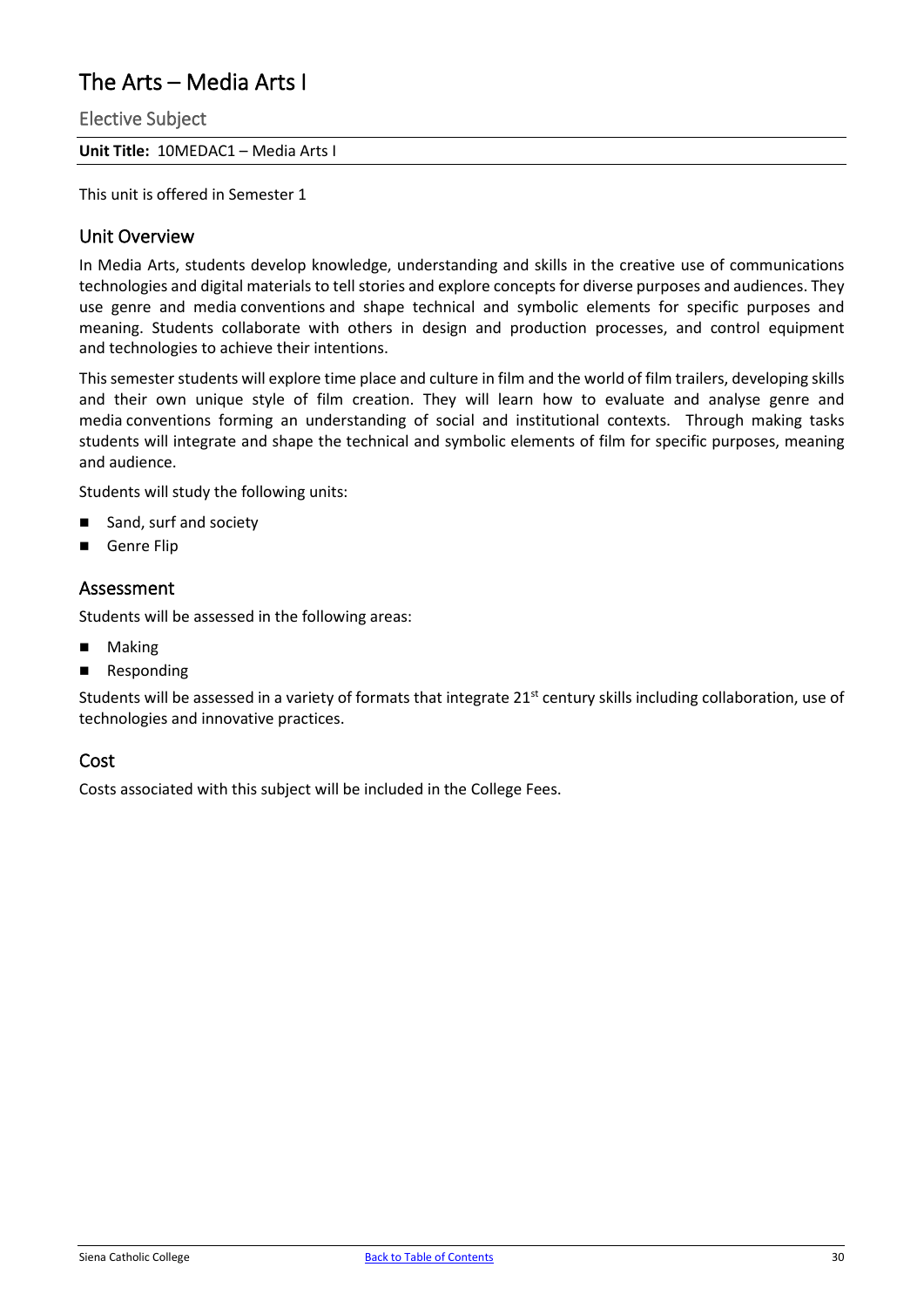# The Arts – Media Arts I

## Elective Subject

**Unit Title:** 10MEDAC1 – Media Arts I

This unit is offered in Semester 1

## Unit Overview

In Media Arts, students develop knowledge, understanding and skills in the creative use of communications technologies and digital materials to tell stories and explore concepts for diverse purposes and audiences. They use genre and media conventions and shape technical and symbolic elements for specific purposes and meaning. Students collaborate with others in design and production processes, and control equipment and technologies to achieve their intentions.

This semester students will explore time place and culture in film and the world of film trailers, developing skills and their own unique style of film creation. They will learn how to evaluate and analyse genre and media conventions forming an understanding of social and institutional contexts. Through making tasks students will integrate and shape the technical and symbolic elements of film for specific purposes, meaning and audience.

Students will study the following units:

- Sand, surf and society
- Genre Flip

## Assessment

Students will be assessed in the following areas:

- Making
- Responding

Students will be assessed in a variety of formats that integrate 21st century skills including collaboration, use of technologies and innovative practices.

## Cost

Costs associated with this subject will be included in the College Fees.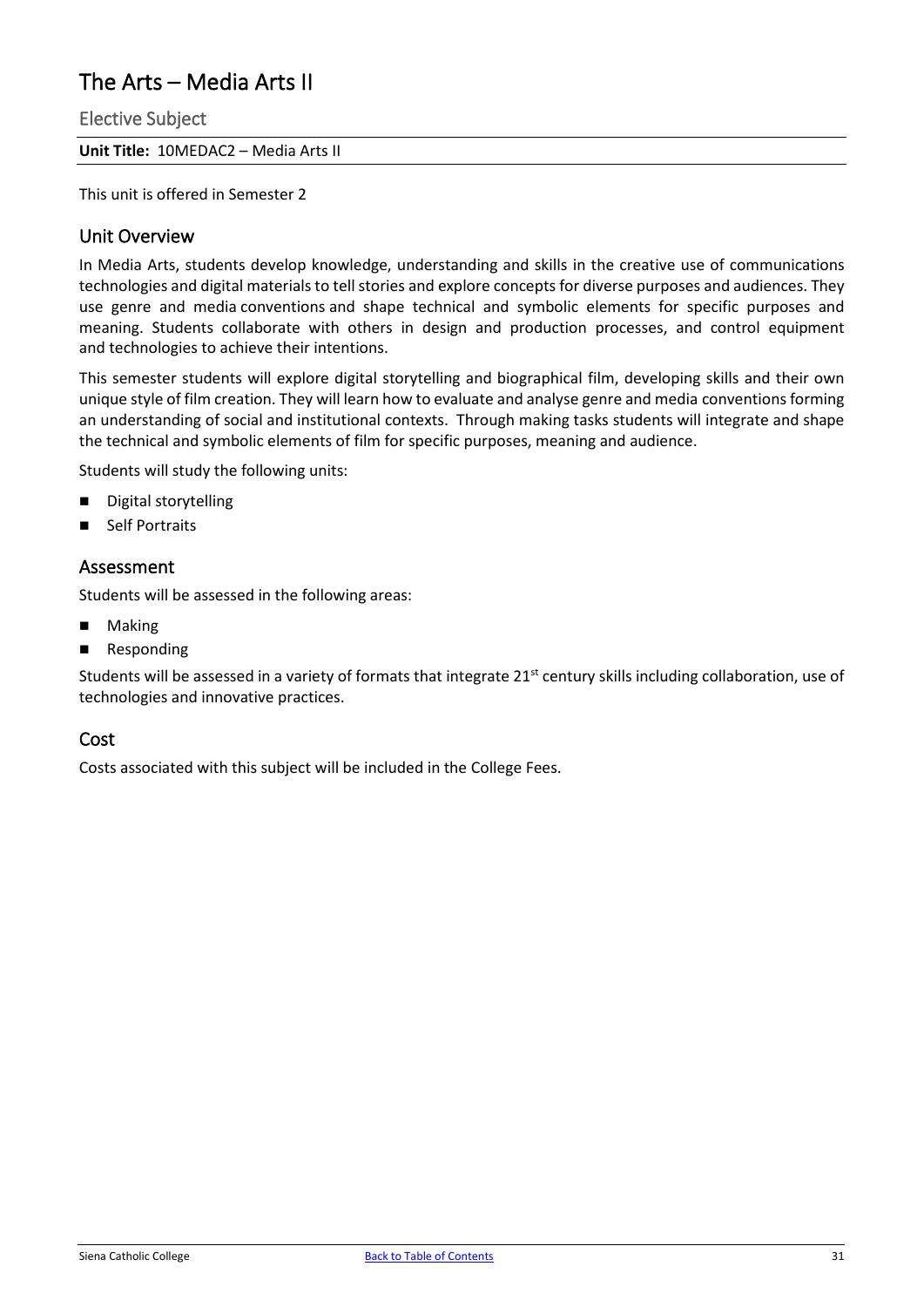# The Arts – Media Arts II

## Elective Subject

**Unit Title:** 10MEDAC2 – Media Arts II

This unit is offered in Semester 2

## Unit Overview

In Media Arts, students develop knowledge, understanding and skills in the creative use of communications technologies and digital materials to tell stories and explore concepts for diverse purposes and audiences. They use genre and media conventions and shape technical and symbolic elements for specific purposes and meaning. Students collaborate with others in design and production processes, and control equipment and technologies to achieve their intentions.

This semester students will explore digital storytelling and biographical film, developing skills and their own unique style of film creation. They will learn how to evaluate and analyse genre and media conventions forming an understanding of social and institutional contexts. Through making tasks students will integrate and shape the technical and symbolic elements of film for specific purposes, meaning and audience.

Students will study the following units:

- Digital storytelling
- Self Portraits

## Assessment

Students will be assessed in the following areas:

- Making
- Responding

Students will be assessed in a variety of formats that integrate 21st century skills including collaboration, use of technologies and innovative practices.

## Cost

Costs associated with this subject will be included in the College Fees.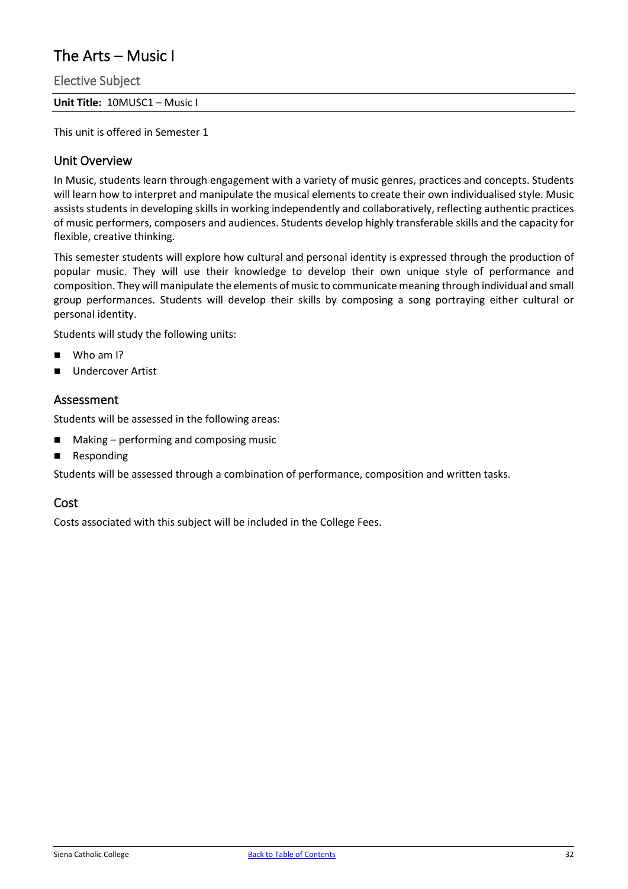# The Arts – Music I

## Elective Subject

**Unit Title:** 10MUSC1 – Music I

This unit is offered in Semester 1

### Unit Overview

In Music, students learn through engagement with a variety of music genres, practices and concepts. Students will learn how to interpret and manipulate the musical elements to create their own individualised style. Music assists students in developing skills in working independently and collaboratively, reflecting authentic practices of music performers, composers and audiences. Students develop highly transferable skills and the capacity for flexible, creative thinking.

This semester students will explore how cultural and personal identity is expressed through the production of popular music. They will use their knowledge to develop their own unique style of performance and composition. They will manipulate the elements of music to communicate meaning through individual and small group performances. Students will develop their skills by composing a song portraying either cultural or personal identity.

Students will study the following units:

- Who am I?
- Undercover Artist

### Assessment

Students will be assessed in the following areas:

- Making – performing and composing music
- Responding

Students will be assessed through a combination of performance, composition and written tasks.

### Cost

Costs associated with this subject will be included in the College Fees.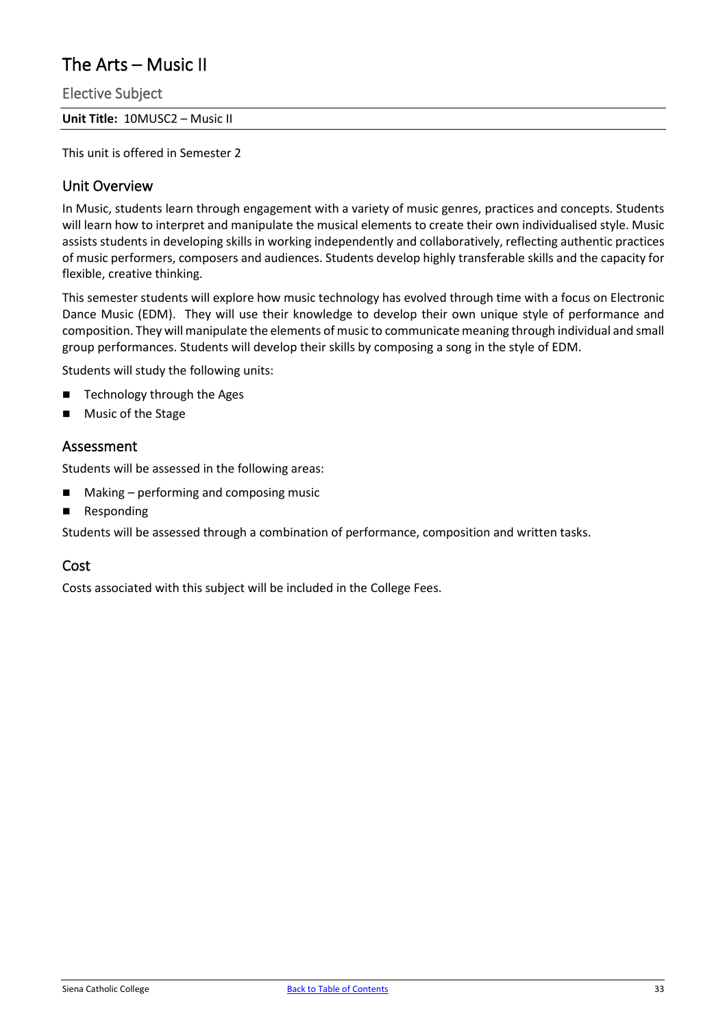# The Arts – Music II

## Elective Subject

**Unit Title:** 10MUSC2 – Music II

This unit is offered in Semester 2

### Unit Overview

In Music, students learn through engagement with a variety of music genres, practices and concepts. Students will learn how to interpret and manipulate the musical elements to create their own individualised style. Music assists students in developing skills in working independently and collaboratively, reflecting authentic practices of music performers, composers and audiences. Students develop highly transferable skills and the capacity for flexible, creative thinking.

This semester students will explore how music technology has evolved through time with a focus on Electronic Dance Music (EDM). They will use their knowledge to develop their own unique style of performance and composition. They will manipulate the elements of music to communicate meaning through individual and small group performances. Students will develop their skills by composing a song in the style of EDM.

Students will study the following units:

- Technology through the Ages
- Music of the Stage

### Assessment

Students will be assessed in the following areas:

- Making – performing and composing music
- Responding

Students will be assessed through a combination of performance, composition and written tasks.

### Cost

Costs associated with this subject will be included in the College Fees.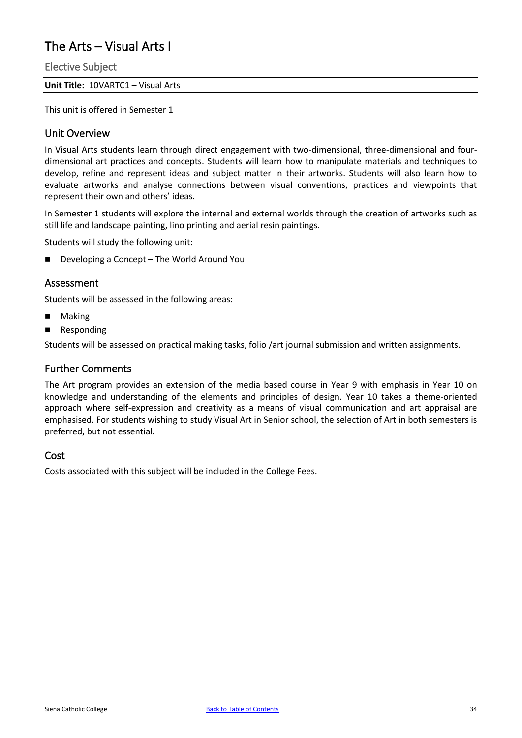# The Arts – Visual Arts I

## Elective Subject

**Unit Title:** 10VARTC1 – Visual Arts

This unit is offered in Semester 1

## Unit Overview

In Visual Arts students learn through direct engagement with two-dimensional, three-dimensional and four-dimensional art practices and concepts. Students will learn how to manipulate materials and techniques to develop, refine and represent ideas and subject matter in their artworks. Students will also learn how to evaluate artworks and analyse connections between visual conventions, practices and viewpoints that represent their own and others' ideas.

In Semester 1 students will explore the internal and external worlds through the creation of artworks such as still life and landscape painting, lino printing and aerial resin paintings.

Students will study the following unit:

- Developing a Concept – The World Around You

## Assessment

Students will be assessed in the following areas:

- Making
- Responding

Students will be assessed on practical making tasks, folio /art journal submission and written assignments.

## Further Comments

The Art program provides an extension of the media based course in Year 9 with emphasis in Year 10 on knowledge and understanding of the elements and principles of design. Year 10 takes a theme-oriented approach where self-expression and creativity as a means of visual communication and art appraisal are emphasised. For students wishing to study Visual Art in Senior school, the selection of Art in both semesters is preferred, but not essential.

## Cost

Costs associated with this subject will be included in the College Fees.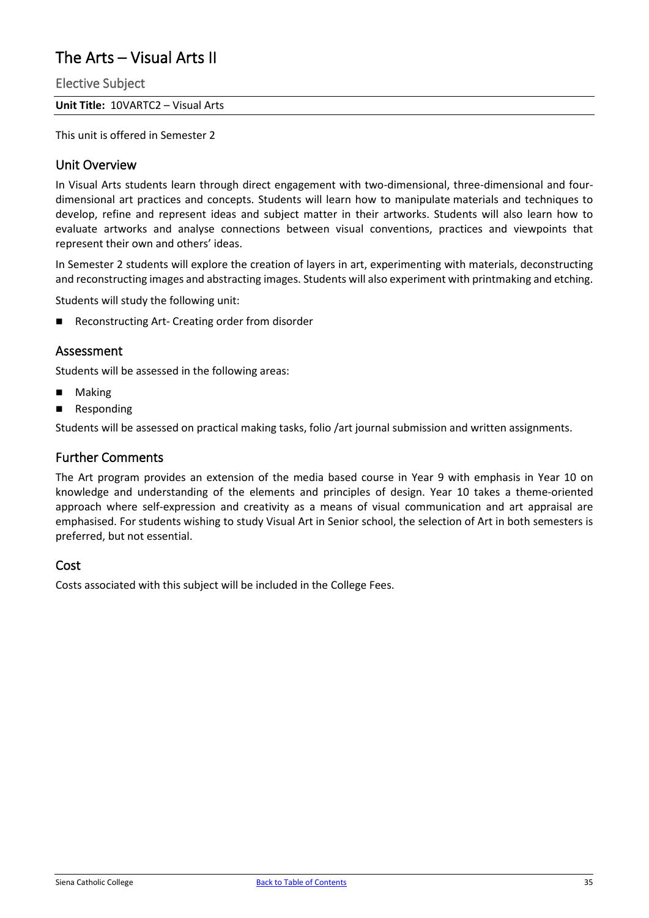# The Arts – Visual Arts II

## Elective Subject

**Unit Title:** 10VARTC2 – Visual Arts

This unit is offered in Semester 2

## Unit Overview

In Visual Arts students learn through direct engagement with two-dimensional, three-dimensional and four-dimensional art practices and concepts. Students will learn how to manipulate materials and techniques to develop, refine and represent ideas and subject matter in their artworks. Students will also learn how to evaluate artworks and analyse connections between visual conventions, practices and viewpoints that represent their own and others' ideas.

In Semester 2 students will explore the creation of layers in art, experimenting with materials, deconstructing and reconstructing images and abstracting images. Students will also experiment with printmaking and etching.

Students will study the following unit:

- Reconstructing Art- Creating order from disorder

## Assessment

Students will be assessed in the following areas:

- Making
- Responding

Students will be assessed on practical making tasks, folio /art journal submission and written assignments.

## Further Comments

The Art program provides an extension of the media based course in Year 9 with emphasis in Year 10 on knowledge and understanding of the elements and principles of design. Year 10 takes a theme-oriented approach where self-expression and creativity as a means of visual communication and art appraisal are emphasised. For students wishing to study Visual Art in Senior school, the selection of Art in both semesters is preferred, but not essential.

## Cost

Costs associated with this subject will be included in the College Fees.